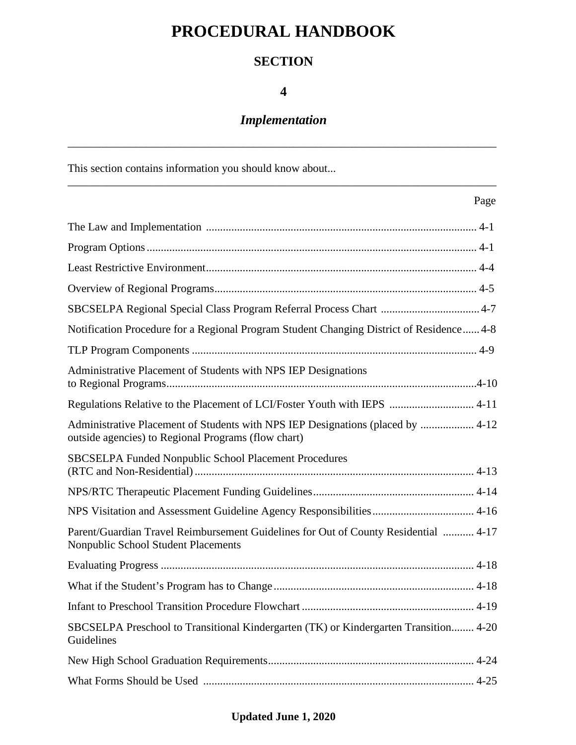# PROCEDURAL HANDBOOK

## SECTION

## 4

## *Implementation*

---

This section contains information you should know about...

---

| | Page |
|---|---|
| The Law and Implementation | 4-1 |
| Program Options | 4-1 |
| Least Restrictive Environment | 4-4 |
| Overview of Regional Programs | 4-5 |
| SBCSELPA Regional Special Class Program Referral Process Chart | 4-7 |
| Notification Procedure for a Regional Program Student Changing District of Residence | 4-8 |
| TLP Program Components | 4-9 |
| Administrative Placement of Students with NPS IEP Designations to Regional Programs | 4-10 |
| Regulations Relative to the Placement of LCI/Foster Youth with IEPS | 4-11 |
| Administrative Placement of Students with NPS IEP Designations (placed by outside agencies) to Regional Programs (flow chart) | 4-12 |
| SBCSELPA Funded Nonpublic School Placement Procedures (RTC and Non-Residential) | 4-13 |
| NPS/RTC Therapeutic Placement Funding Guidelines | 4-14 |
| NPS Visitation and Assessment Guideline Agency Responsibilities | 4-16 |
| Parent/Guardian Travel Reimbursement Guidelines for Out of County Residential Nonpublic School Student Placements | 4-17 |
| Evaluating Progress | 4-18 |
| What if the Student's Program has to Change | 4-18 |
| Infant to Preschool Transition Procedure Flowchart | 4-19 |
| SBCSELPA Preschool to Transitional Kindergarten (TK) or Kindergarten Transition Guidelines | 4-20 |
| New High School Graduation Requirements | 4-24 |
| What Forms Should be Used | 4-25 |

**Updated June 1, 2020**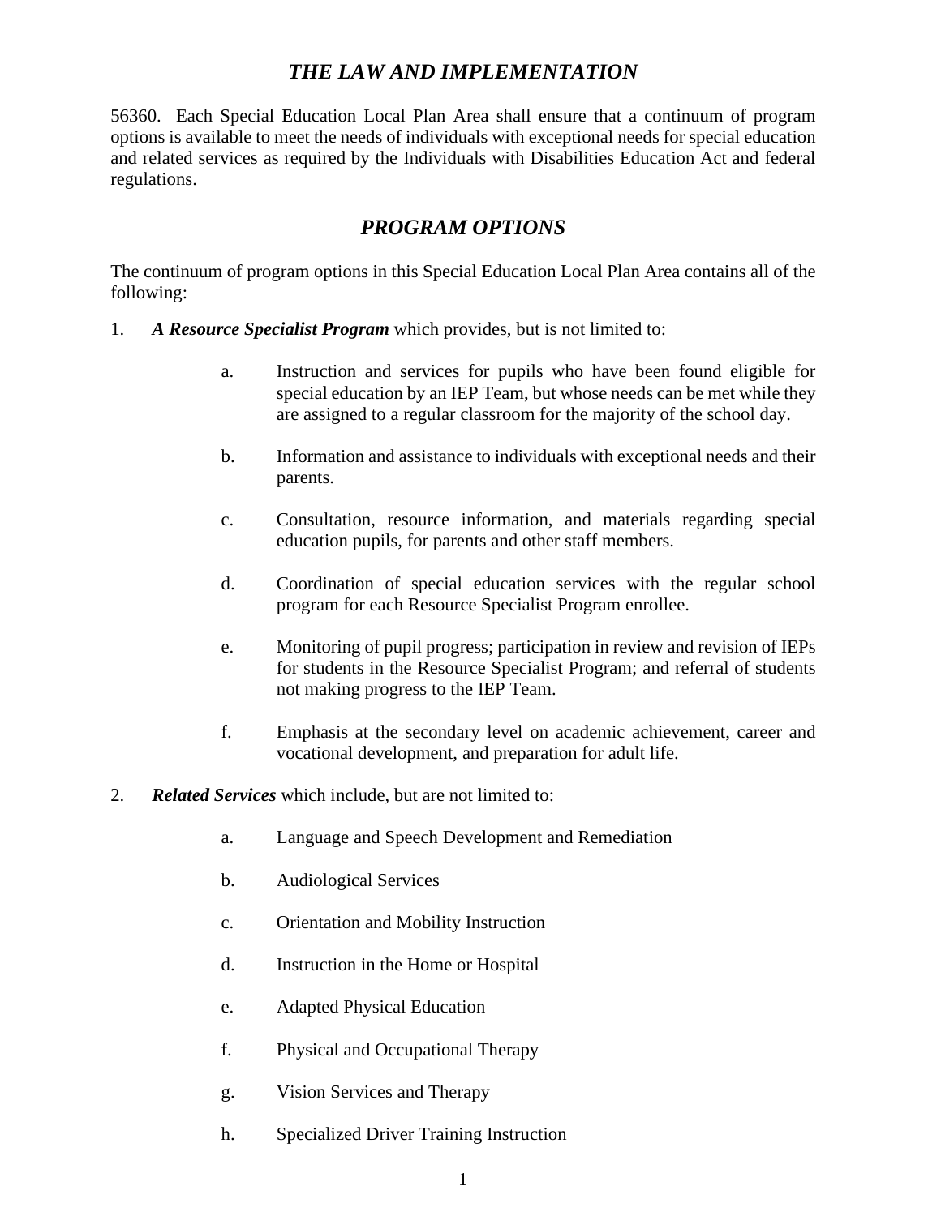## *THE LAW AND IMPLEMENTATION*

56360. Each Special Education Local Plan Area shall ensure that a continuum of program options is available to meet the needs of individuals with exceptional needs for special education and related services as required by the Individuals with Disabilities Education Act and federal regulations.

## *PROGRAM OPTIONS*

The continuum of program options in this Special Education Local Plan Area contains all of the following:

1. ***A Resource Specialist Program*** which provides, but is not limited to:

   a. Instruction and services for pupils who have been found eligible for special education by an IEP Team, but whose needs can be met while they are assigned to a regular classroom for the majority of the school day.

   b. Information and assistance to individuals with exceptional needs and their parents.

   c. Consultation, resource information, and materials regarding special education pupils, for parents and other staff members.

   d. Coordination of special education services with the regular school program for each Resource Specialist Program enrollee.

   e. Monitoring of pupil progress; participation in review and revision of IEPs for students in the Resource Specialist Program; and referral of students not making progress to the IEP Team.

   f. Emphasis at the secondary level on academic achievement, career and vocational development, and preparation for adult life.

2. ***Related Services*** which include, but are not limited to:

   a. Language and Speech Development and Remediation

   b. Audiological Services

   c. Orientation and Mobility Instruction

   d. Instruction in the Home or Hospital

   e. Adapted Physical Education

   f. Physical and Occupational Therapy

   g. Vision Services and Therapy

   h. Specialized Driver Training Instruction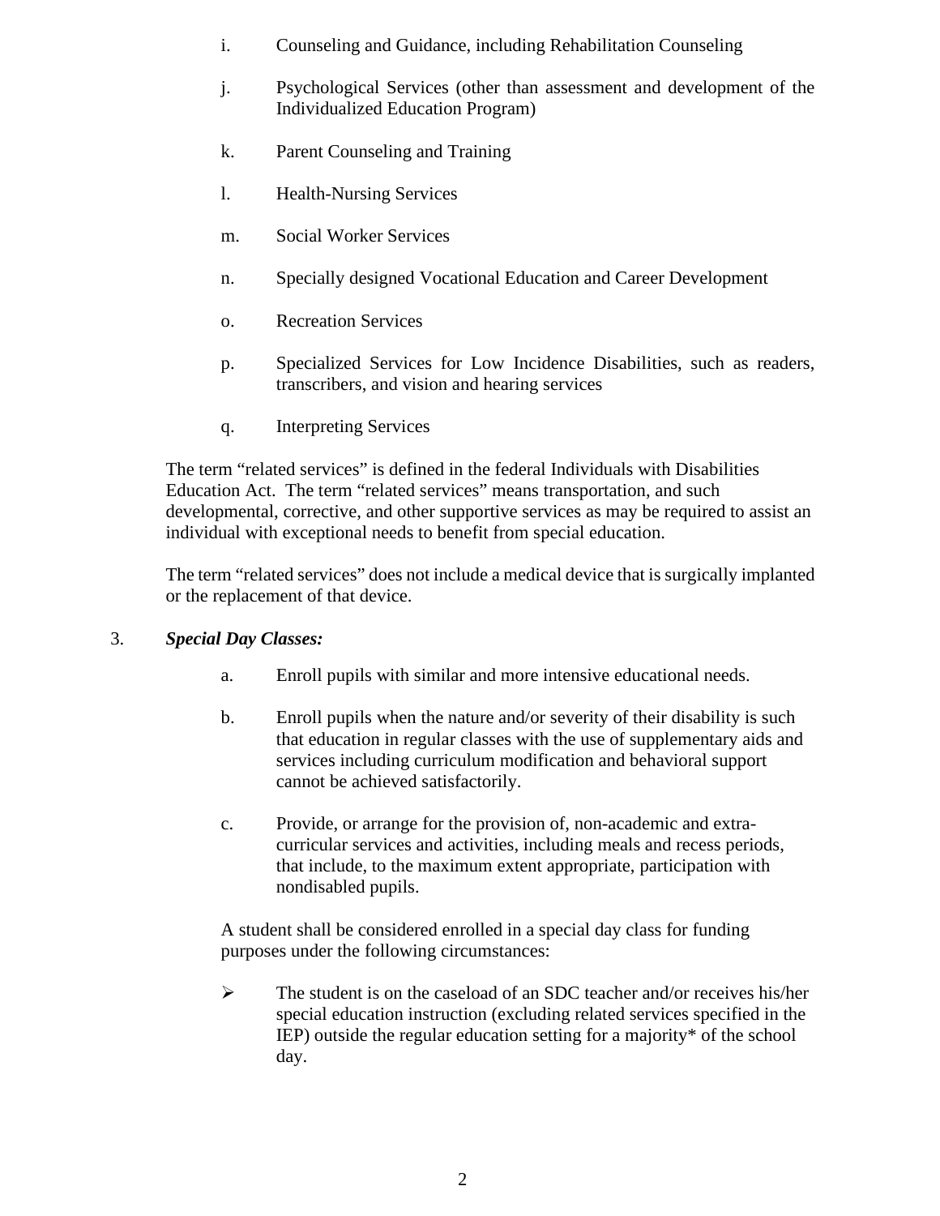i. Counseling and Guidance, including Rehabilitation Counseling

j. Psychological Services (other than assessment and development of the Individualized Education Program)

k. Parent Counseling and Training

l. Health-Nursing Services

m. Social Worker Services

n. Specially designed Vocational Education and Career Development

o. Recreation Services

p. Specialized Services for Low Incidence Disabilities, such as readers, transcribers, and vision and hearing services

q. Interpreting Services

The term "related services" is defined in the federal Individuals with Disabilities Education Act. The term "related services" means transportation, and such developmental, corrective, and other supportive services as may be required to assist an individual with exceptional needs to benefit from special education.

The term "related services" does not include a medical device that is surgically implanted or the replacement of that device.

3. ***Special Day Classes:***

a. Enroll pupils with similar and more intensive educational needs.

b. Enroll pupils when the nature and/or severity of their disability is such that education in regular classes with the use of supplementary aids and services including curriculum modification and behavioral support cannot be achieved satisfactorily.

c. Provide, or arrange for the provision of, non-academic and extra-curricular services and activities, including meals and recess periods, that include, to the maximum extent appropriate, participation with nondisabled pupils.

A student shall be considered enrolled in a special day class for funding purposes under the following circumstances:

- The student is on the caseload of an SDC teacher and/or receives his/her special education instruction (excluding related services specified in the IEP) outside the regular education setting for a majority* of the school day.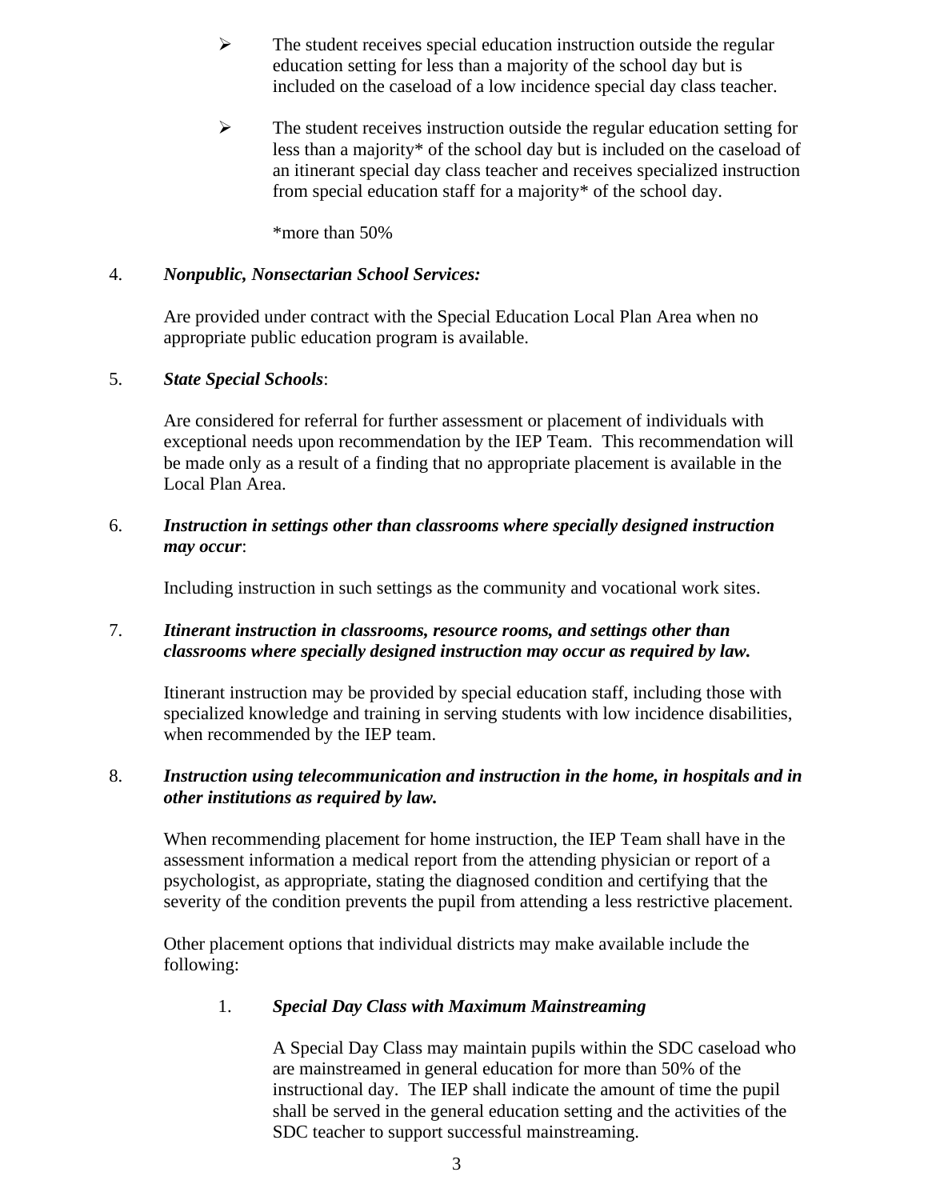- The student receives special education instruction outside the regular education setting for less than a majority of the school day but is included on the caseload of a low incidence special day class teacher.

- The student receives instruction outside the regular education setting for less than a majority* of the school day but is included on the caseload of an itinerant special day class teacher and receives specialized instruction from special education staff for a majority* of the school day.

  *more than 50%

4. ***Nonpublic, Nonsectarian School Services:***

   Are provided under contract with the Special Education Local Plan Area when no appropriate public education program is available.

5. ***State Special Schools***:

   Are considered for referral for further assessment or placement of individuals with exceptional needs upon recommendation by the IEP Team. This recommendation will be made only as a result of a finding that no appropriate placement is available in the Local Plan Area.

6. ***Instruction in settings other than classrooms where specially designed instruction may occur***:

   Including instruction in such settings as the community and vocational work sites.

7. ***Itinerant instruction in classrooms, resource rooms, and settings other than classrooms where specially designed instruction may occur as required by law.***

   Itinerant instruction may be provided by special education staff, including those with specialized knowledge and training in serving students with low incidence disabilities, when recommended by the IEP team.

8. ***Instruction using telecommunication and instruction in the home, in hospitals and in other institutions as required by law.***

   When recommending placement for home instruction, the IEP Team shall have in the assessment information a medical report from the attending physician or report of a psychologist, as appropriate, stating the diagnosed condition and certifying that the severity of the condition prevents the pupil from attending a less restrictive placement.

   Other placement options that individual districts may make available include the following:

   1. ***Special Day Class with Maximum Mainstreaming***

      A Special Day Class may maintain pupils within the SDC caseload who are mainstreamed in general education for more than 50% of the instructional day. The IEP shall indicate the amount of time the pupil shall be served in the general education setting and the activities of the SDC teacher to support successful mainstreaming.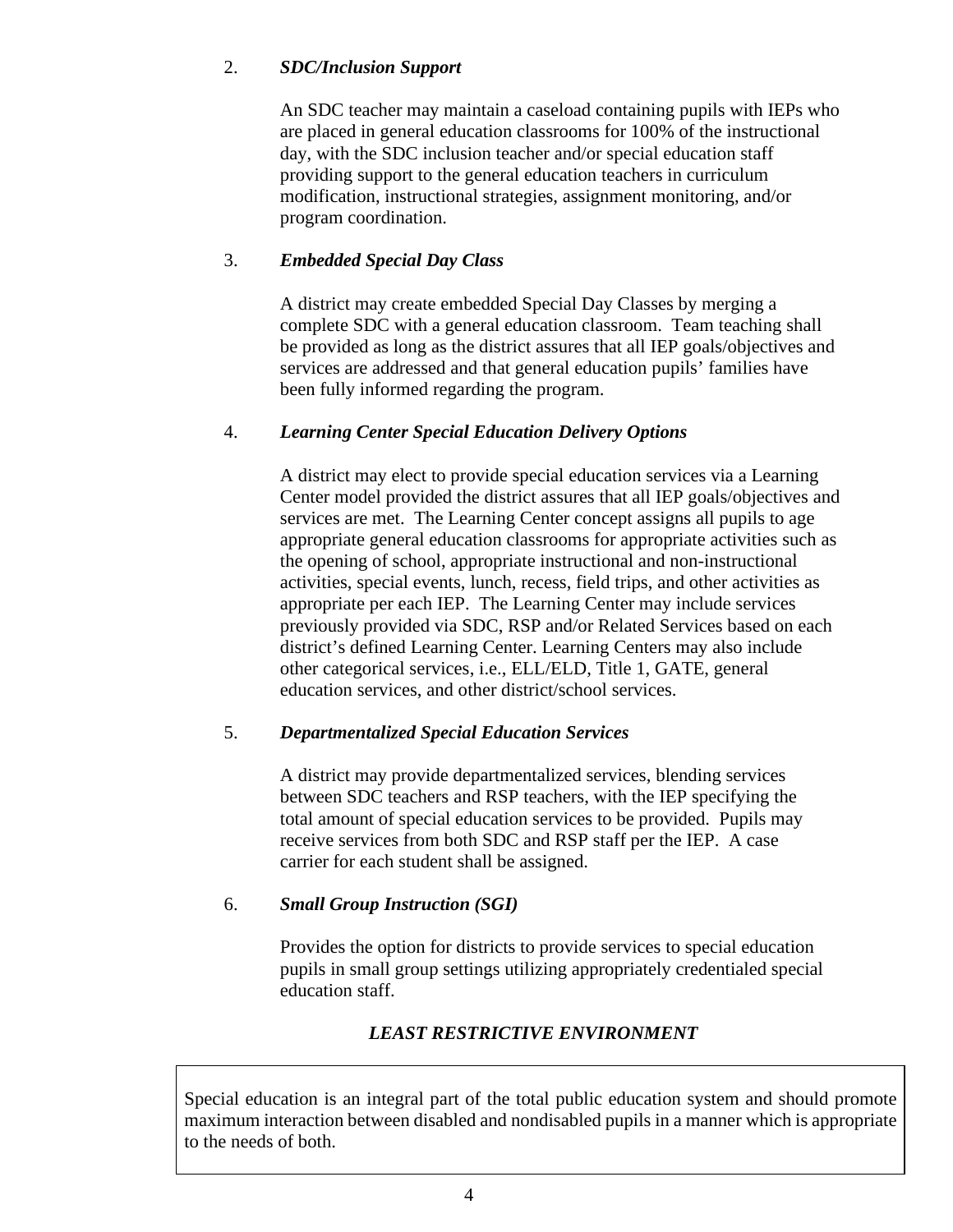2. ***SDC/Inclusion Support***

   An SDC teacher may maintain a caseload containing pupils with IEPs who are placed in general education classrooms for 100% of the instructional day, with the SDC inclusion teacher and/or special education staff providing support to the general education teachers in curriculum modification, instructional strategies, assignment monitoring, and/or program coordination.

3. ***Embedded Special Day Class***

   A district may create embedded Special Day Classes by merging a complete SDC with a general education classroom. Team teaching shall be provided as long as the district assures that all IEP goals/objectives and services are addressed and that general education pupils' families have been fully informed regarding the program.

4. ***Learning Center Special Education Delivery Options***

   A district may elect to provide special education services via a Learning Center model provided the district assures that all IEP goals/objectives and services are met. The Learning Center concept assigns all pupils to age appropriate general education classrooms for appropriate activities such as the opening of school, appropriate instructional and non-instructional activities, special events, lunch, recess, field trips, and other activities as appropriate per each IEP. The Learning Center may include services previously provided via SDC, RSP and/or Related Services based on each district's defined Learning Center. Learning Centers may also include other categorical services, i.e., ELL/ELD, Title 1, GATE, general education services, and other district/school services.

5. ***Departmentalized Special Education Services***

   A district may provide departmentalized services, blending services between SDC teachers and RSP teachers, with the IEP specifying the total amount of special education services to be provided. Pupils may receive services from both SDC and RSP staff per the IEP. A case carrier for each student shall be assigned.

6. ***Small Group Instruction (SGI)***

   Provides the option for districts to provide services to special education pupils in small group settings utilizing appropriately credentialed special education staff.

## *LEAST RESTRICTIVE ENVIRONMENT*

Special education is an integral part of the total public education system and should promote maximum interaction between disabled and nondisabled pupils in a manner which is appropriate to the needs of both.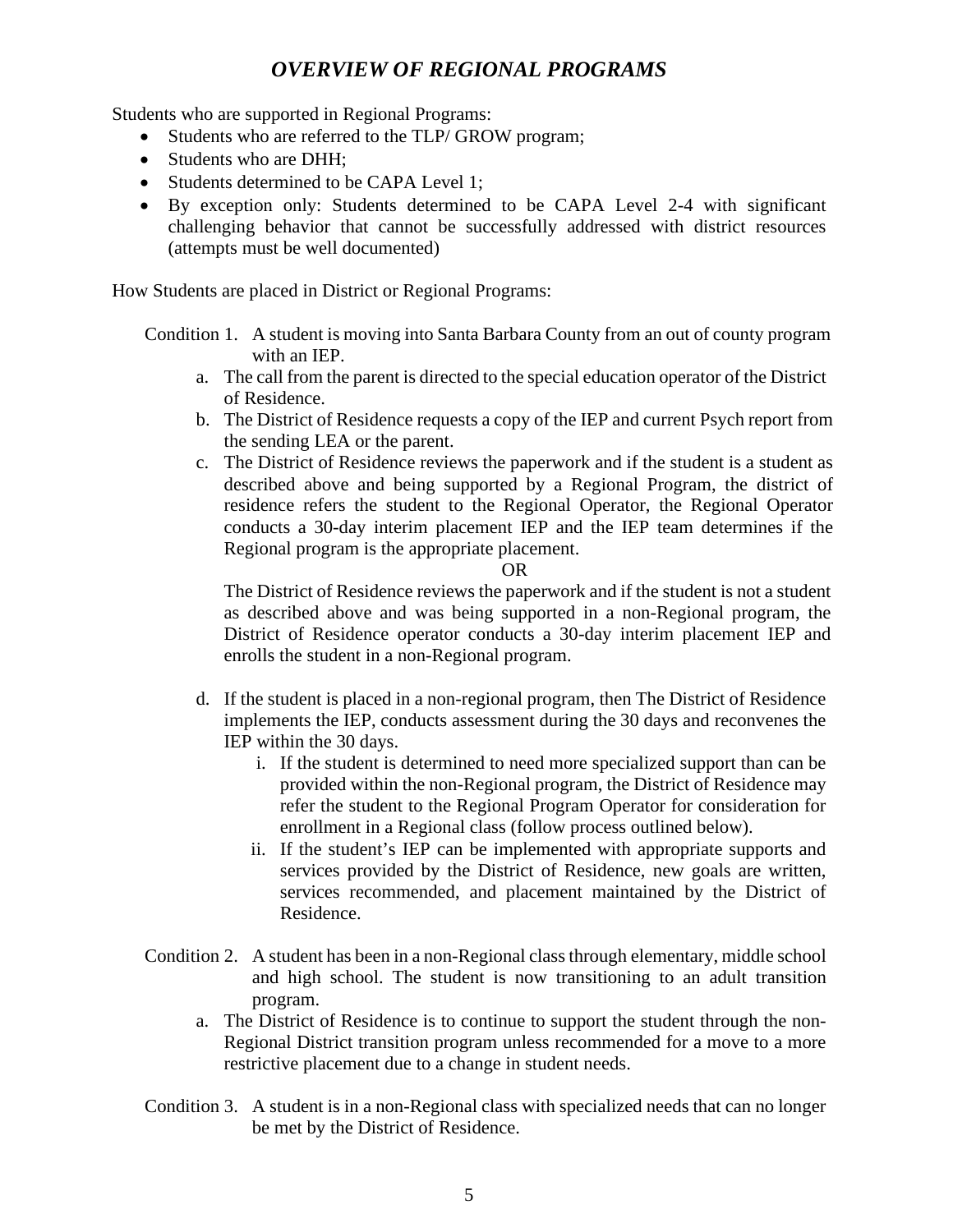# *OVERVIEW OF REGIONAL PROGRAMS*

Students who are supported in Regional Programs:

- Students who are referred to the TLP/ GROW program;
- Students who are DHH;
- Students determined to be CAPA Level 1;
- By exception only: Students determined to be CAPA Level 2-4 with significant challenging behavior that cannot be successfully addressed with district resources (attempts must be well documented)

How Students are placed in District or Regional Programs:

Condition 1. A student is moving into Santa Barbara County from an out of county program with an IEP.

a. The call from the parent is directed to the special education operator of the District of Residence.
b. The District of Residence requests a copy of the IEP and current Psych report from the sending LEA or the parent.
c. The District of Residence reviews the paperwork and if the student is a student as described above and being supported by a Regional Program, the district of residence refers the student to the Regional Operator, the Regional Operator conducts a 30-day interim placement IEP and the IEP team determines if the Regional program is the appropriate placement.

   OR

   The District of Residence reviews the paperwork and if the student is not a student as described above and was being supported in a non-Regional program, the District of Residence operator conducts a 30-day interim placement IEP and enrolls the student in a non-Regional program.

d. If the student is placed in a non-regional program, then The District of Residence implements the IEP, conducts assessment during the 30 days and reconvenes the IEP within the 30 days.
   i. If the student is determined to need more specialized support than can be provided within the non-Regional program, the District of Residence may refer the student to the Regional Program Operator for consideration for enrollment in a Regional class (follow process outlined below).
   ii. If the student's IEP can be implemented with appropriate supports and services provided by the District of Residence, new goals are written, services recommended, and placement maintained by the District of Residence.

Condition 2. A student has been in a non-Regional class through elementary, middle school and high school. The student is now transitioning to an adult transition program.

a. The District of Residence is to continue to support the student through the non-Regional District transition program unless recommended for a move to a more restrictive placement due to a change in student needs.

Condition 3. A student is in a non-Regional class with specialized needs that can no longer be met by the District of Residence.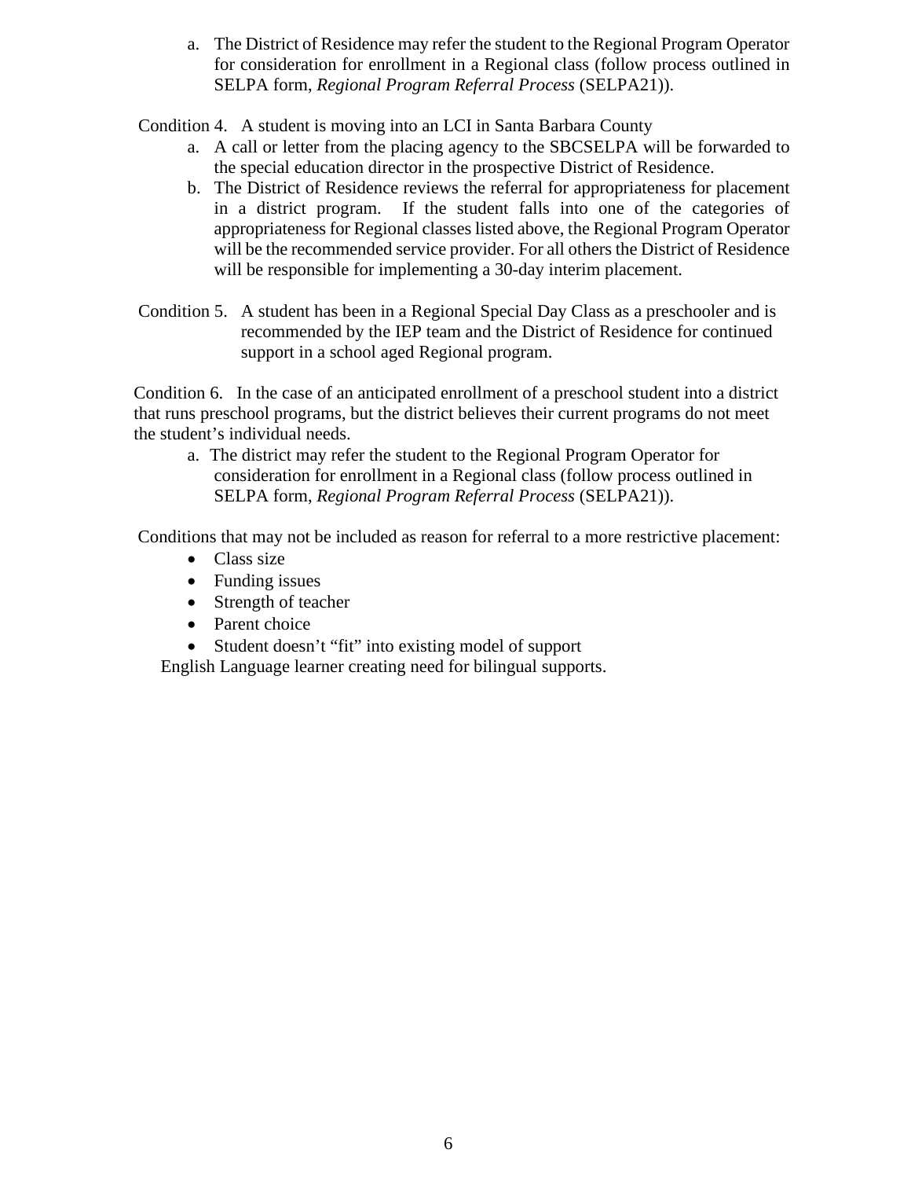a. The District of Residence may refer the student to the Regional Program Operator for consideration for enrollment in a Regional class (follow process outlined in SELPA form, *Regional Program Referral Process* (SELPA21)).

Condition 4. A student is moving into an LCI in Santa Barbara County

a. A call or letter from the placing agency to the SBCSELPA will be forwarded to the special education director in the prospective District of Residence.
b. The District of Residence reviews the referral for appropriateness for placement in a district program. If the student falls into one of the categories of appropriateness for Regional classes listed above, the Regional Program Operator will be the recommended service provider. For all others the District of Residence will be responsible for implementing a 30-day interim placement.

Condition 5. A student has been in a Regional Special Day Class as a preschooler and is recommended by the IEP team and the District of Residence for continued support in a school aged Regional program.

Condition 6. In the case of an anticipated enrollment of a preschool student into a district that runs preschool programs, but the district believes their current programs do not meet the student's individual needs.

a. The district may refer the student to the Regional Program Operator for consideration for enrollment in a Regional class (follow process outlined in SELPA form, *Regional Program Referral Process* (SELPA21)).

Conditions that may not be included as reason for referral to a more restrictive placement:

- Class size
- Funding issues
- Strength of teacher
- Parent choice
- Student doesn't "fit" into existing model of support

English Language learner creating need for bilingual supports.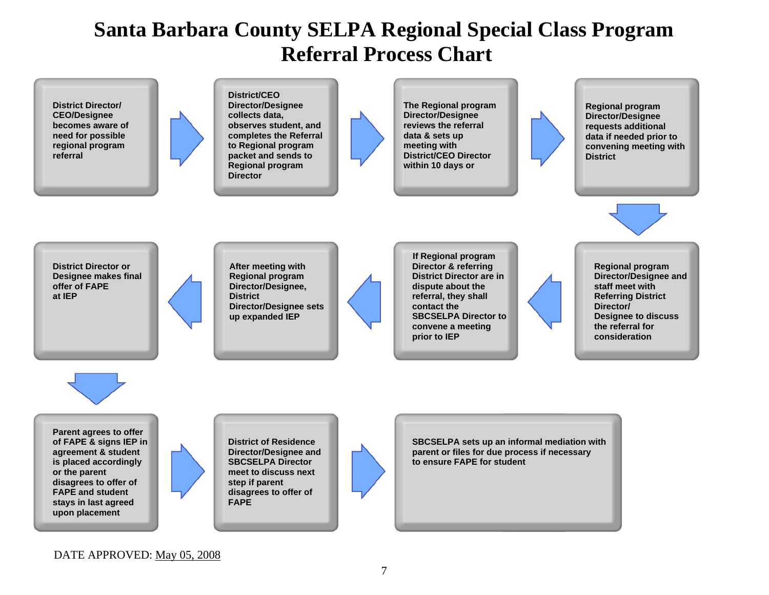# Santa Barbara County SELPA Regional Special Class Program Referral Process Chart

1. District Director/ CEO/Designee becomes aware of need for possible regional program referral
2. District/CEO Director/Designee collects data, observes student, and completes the Referral to Regional program packet and sends to Regional program Director
3. The Regional program Director/Designee reviews the referral data & sets up meeting with District/CEO Director within 10 days or
4. Regional program Director/Designee requests additional data if needed prior to convening meeting with District
5. Regional program Director/Designee and staff meet with Referring District Director/ Designee to discuss the referral for consideration
6. If Regional program Director & referring District Director are in dispute about the referral, they shall contact the SBCSELPA Director to convene a meeting prior to IEP
7. After meeting with Regional program Director/Designee, District Director/Designee sets up expanded IEP
8. District Director or Designee makes final offer of FAPE at IEP
9. Parent agrees to offer of FAPE & signs IEP in agreement & student is placed accordingly or the parent disagrees to offer of FAPE and student stays in last agreed upon placement
10. District of Residence Director/Designee and SBCSELPA Director meet to discuss next step if parent disagrees to offer of FAPE
11. SBCSELPA sets up an informal mediation with parent or files for due process if necessary to ensure FAPE for student

DATE APPROVED: May 05, 2008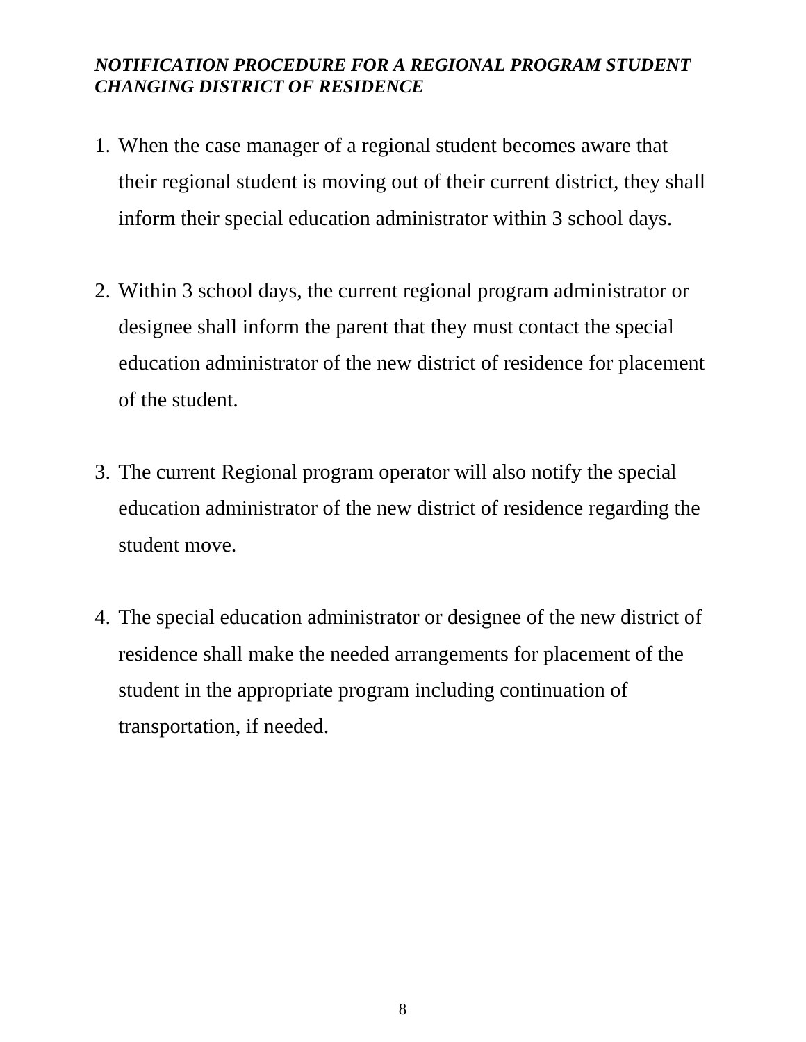***NOTIFICATION PROCEDURE FOR A REGIONAL PROGRAM STUDENT CHANGING DISTRICT OF RESIDENCE***

1. When the case manager of a regional student becomes aware that their regional student is moving out of their current district, they shall inform their special education administrator within 3 school days.

2. Within 3 school days, the current regional program administrator or designee shall inform the parent that they must contact the special education administrator of the new district of residence for placement of the student.

3. The current Regional program operator will also notify the special education administrator of the new district of residence regarding the student move.

4. The special education administrator or designee of the new district of residence shall make the needed arrangements for placement of the student in the appropriate program including continuation of transportation, if needed.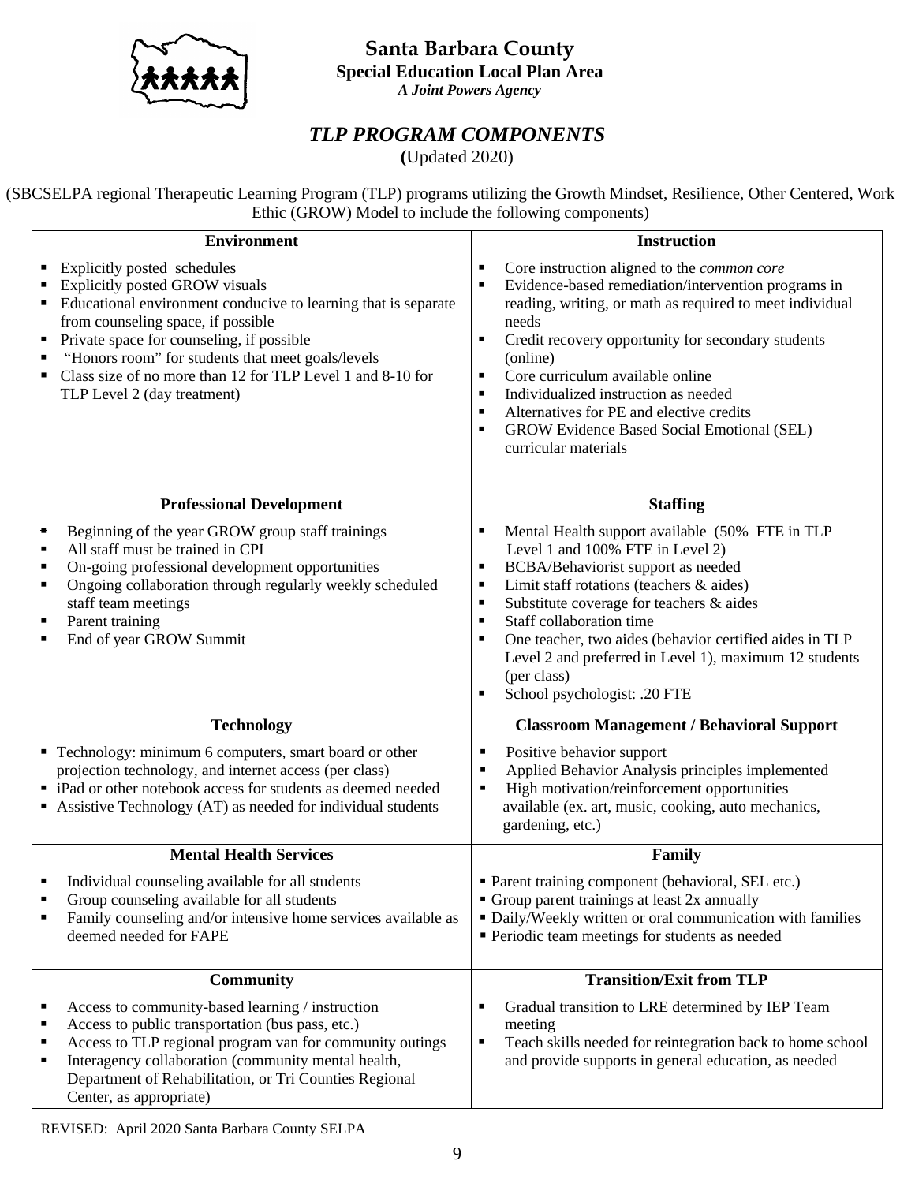# Santa Barbara County

**Special Education Local Plan Area**

***A Joint Powers Agency***

## *TLP PROGRAM COMPONENTS*

**(**Updated 2020)

(SBCSELPA regional Therapeutic Learning Program (TLP) programs utilizing the Growth Mindset, Resilience, Other Centered, Work Ethic (GROW) Model to include the following components)

| **Environment** | **Instruction** |
|---|---|
| ▪ Explicitly posted schedules<br>▪ Explicitly posted GROW visuals<br>▪ Educational environment conducive to learning that is separate from counseling space, if possible<br>▪ Private space for counseling, if possible<br>▪ "Honors room" for students that meet goals/levels<br>▪ Class size of no more than 12 for TLP Level 1 and 8-10 for TLP Level 2 (day treatment) | ▪ Core instruction aligned to the *common core*<br>▪ Evidence-based remediation/intervention programs in reading, writing, or math as required to meet individual needs<br>▪ Credit recovery opportunity for secondary students (online)<br>▪ Core curriculum available online<br>▪ Individualized instruction as needed<br>▪ Alternatives for PE and elective credits<br>▪ GROW Evidence Based Social Emotional (SEL) curricular materials |
| **Professional Development** | **Staffing** |
| ▪ Beginning of the year GROW group staff trainings<br>▪ All staff must be trained in CPI<br>▪ On-going professional development opportunities<br>▪ Ongoing collaboration through regularly weekly scheduled staff team meetings<br>▪ Parent training<br>▪ End of year GROW Summit | ▪ Mental Health support available (50% FTE in TLP Level 1 and 100% FTE in Level 2)<br>▪ BCBA/Behaviorist support as needed<br>▪ Limit staff rotations (teachers & aides)<br>▪ Substitute coverage for teachers & aides<br>▪ Staff collaboration time<br>▪ One teacher, two aides (behavior certified aides in TLP Level 2 and preferred in Level 1), maximum 12 students (per class)<br>▪ School psychologist: .20 FTE |
| **Technology** | **Classroom Management / Behavioral Support** |
| ▪ Technology: minimum 6 computers, smart board or other projection technology, and internet access (per class)<br>▪ iPad or other notebook access for students as deemed needed<br>▪ Assistive Technology (AT) as needed for individual students | ▪ Positive behavior support<br>▪ Applied Behavior Analysis principles implemented<br>▪ High motivation/reinforcement opportunities available (ex. art, music, cooking, auto mechanics, gardening, etc.) |
| **Mental Health Services** | **Family** |
| ▪ Individual counseling available for all students<br>▪ Group counseling available for all students<br>▪ Family counseling and/or intensive home services available as deemed needed for FAPE | ▪ Parent training component (behavioral, SEL etc.)<br>▪ Group parent trainings at least 2x annually<br>▪ Daily/Weekly written or oral communication with families<br>▪ Periodic team meetings for students as needed |
| **Community** | **Transition/Exit from TLP** |
| ▪ Access to community-based learning / instruction<br>▪ Access to public transportation (bus pass, etc.)<br>▪ Access to TLP regional program van for community outings<br>▪ Interagency collaboration (community mental health, Department of Rehabilitation, or Tri Counties Regional Center, as appropriate) | ▪ Gradual transition to LRE determined by IEP Team meeting<br>▪ Teach skills needed for reintegration back to home school and provide supports in general education, as needed |

REVISED: April 2020 Santa Barbara County SELPA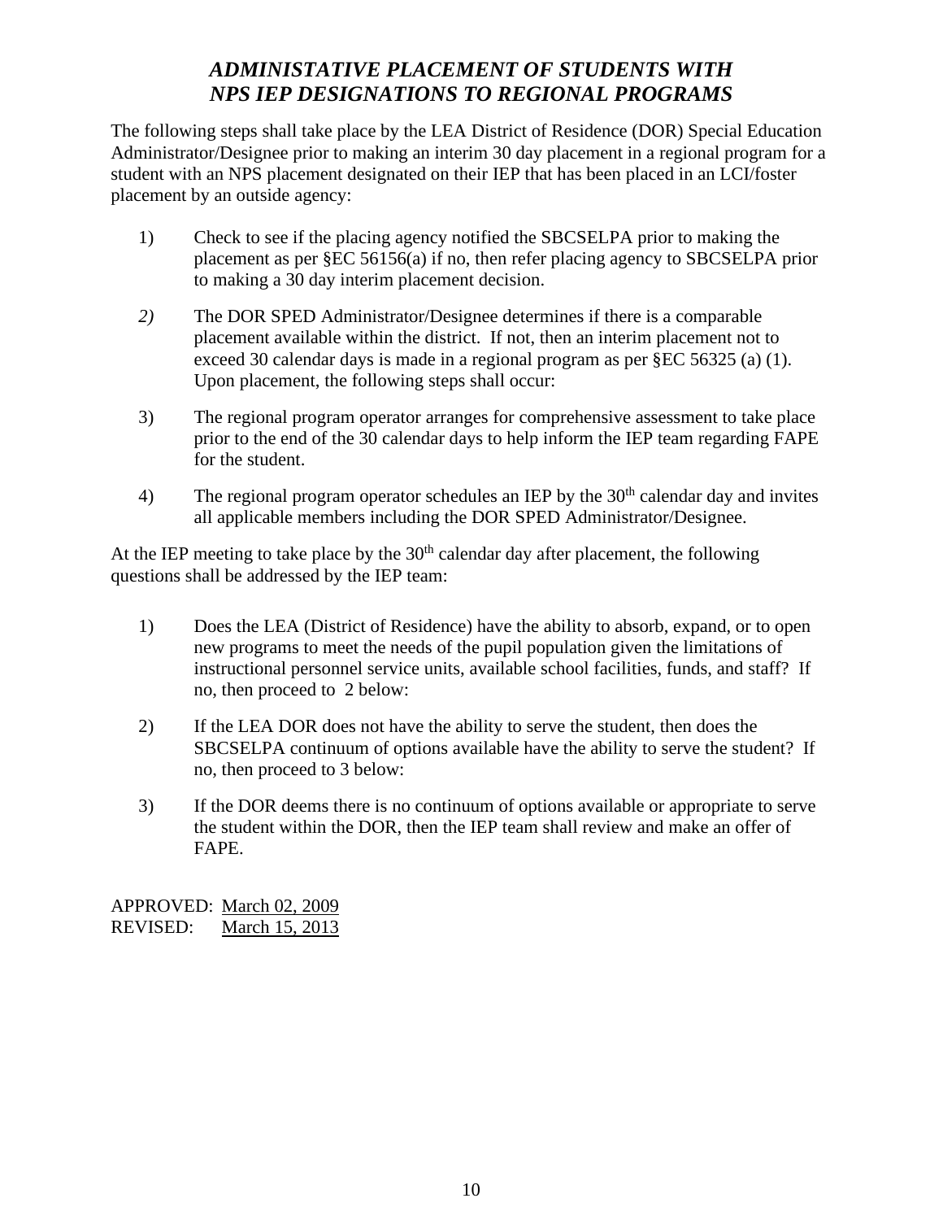## *ADMINISTATIVE PLACEMENT OF STUDENTS WITH NPS IEP DESIGNATIONS TO REGIONAL PROGRAMS*

The following steps shall take place by the LEA District of Residence (DOR) Special Education Administrator/Designee prior to making an interim 30 day placement in a regional program for a student with an NPS placement designated on their IEP that has been placed in an LCI/foster placement by an outside agency:

1) Check to see if the placing agency notified the SBCSELPA prior to making the placement as per §EC 56156(a) if no, then refer placing agency to SBCSELPA prior to making a 30 day interim placement decision.

*2)* The DOR SPED Administrator/Designee determines if there is a comparable placement available within the district. If not, then an interim placement not to exceed 30 calendar days is made in a regional program as per §EC 56325 (a) (1). Upon placement, the following steps shall occur:

3) The regional program operator arranges for comprehensive assessment to take place prior to the end of the 30 calendar days to help inform the IEP team regarding FAPE for the student.

4) The regional program operator schedules an IEP by the 30th calendar day and invites all applicable members including the DOR SPED Administrator/Designee.

At the IEP meeting to take place by the 30th calendar day after placement, the following questions shall be addressed by the IEP team:

1) Does the LEA (District of Residence) have the ability to absorb, expand, or to open new programs to meet the needs of the pupil population given the limitations of instructional personnel service units, available school facilities, funds, and staff? If no, then proceed to 2 below:

2) If the LEA DOR does not have the ability to serve the student, then does the SBCSELPA continuum of options available have the ability to serve the student? If no, then proceed to 3 below:

3) If the DOR deems there is no continuum of options available or appropriate to serve the student within the DOR, then the IEP team shall review and make an offer of FAPE.

APPROVED: March 02, 2009
REVISED: March 15, 2013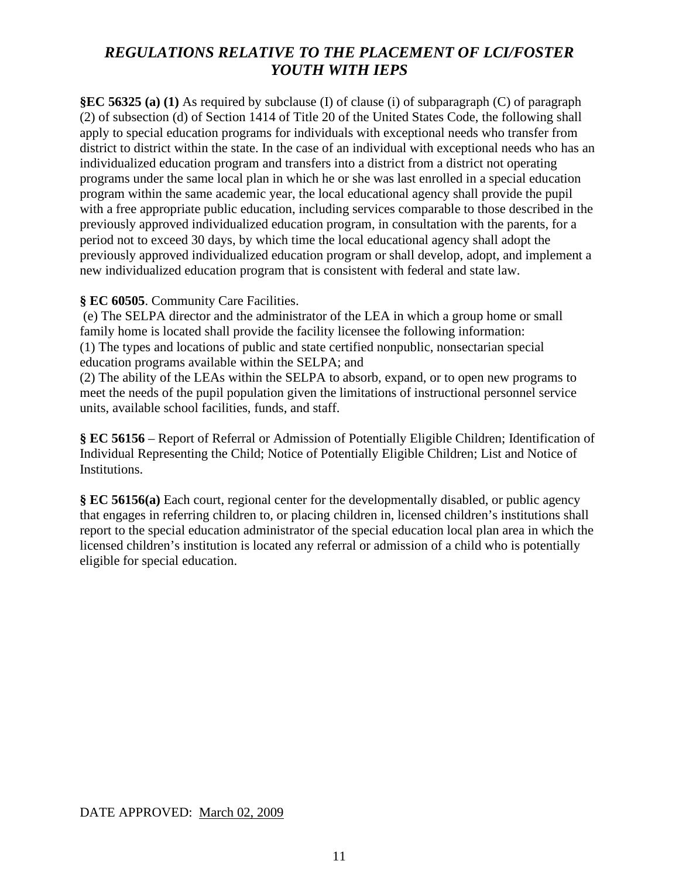## *REGULATIONS RELATIVE TO THE PLACEMENT OF LCI/FOSTER YOUTH WITH IEPS*

**§EC 56325 (a) (1)** As required by subclause (I) of clause (i) of subparagraph (C) of paragraph (2) of subsection (d) of Section 1414 of Title 20 of the United States Code, the following shall apply to special education programs for individuals with exceptional needs who transfer from district to district within the state. In the case of an individual with exceptional needs who has an individualized education program and transfers into a district from a district not operating programs under the same local plan in which he or she was last enrolled in a special education program within the same academic year, the local educational agency shall provide the pupil with a free appropriate public education, including services comparable to those described in the previously approved individualized education program, in consultation with the parents, for a period not to exceed 30 days, by which time the local educational agency shall adopt the previously approved individualized education program or shall develop, adopt, and implement a new individualized education program that is consistent with federal and state law.

**§ EC 60505**. Community Care Facilities.

(e) The SELPA director and the administrator of the LEA in which a group home or small family home is located shall provide the facility licensee the following information:

(1) The types and locations of public and state certified nonpublic, nonsectarian special education programs available within the SELPA; and

(2) The ability of the LEAs within the SELPA to absorb, expand, or to open new programs to meet the needs of the pupil population given the limitations of instructional personnel service units, available school facilities, funds, and staff.

**§ EC 56156** – Report of Referral or Admission of Potentially Eligible Children; Identification of Individual Representing the Child; Notice of Potentially Eligible Children; List and Notice of Institutions.

**§ EC 56156(a)** Each court, regional center for the developmentally disabled, or public agency that engages in referring children to, or placing children in, licensed children's institutions shall report to the special education administrator of the special education local plan area in which the licensed children's institution is located any referral or admission of a child who is potentially eligible for special education.

DATE APPROVED: March 02, 2009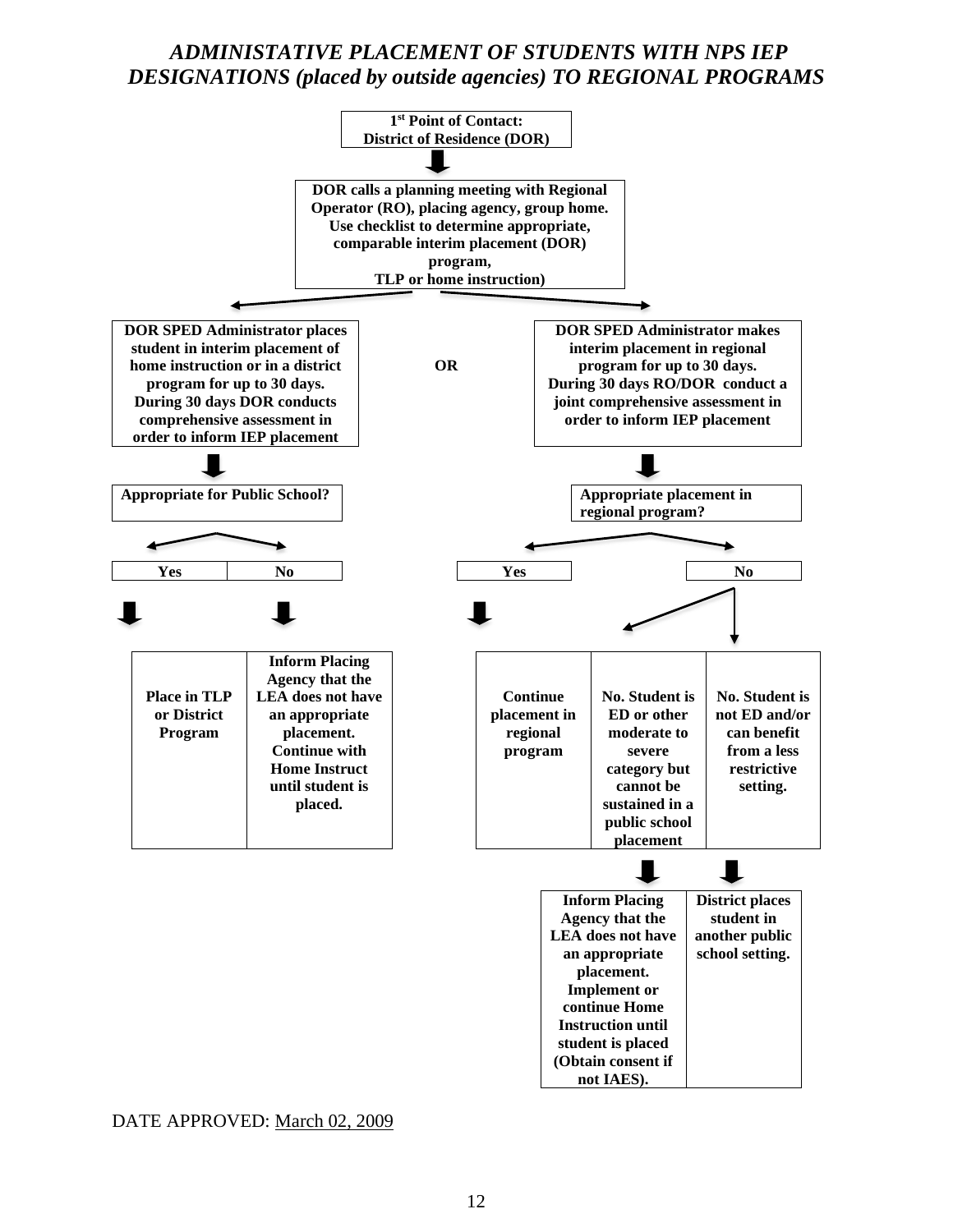# *ADMINISTATIVE PLACEMENT OF STUDENTS WITH NPS IEP DESIGNATIONS (placed by outside agencies) TO REGIONAL PROGRAMS*

**1st Point of Contact: District of Residence (DOR)**

↓

**DOR calls a planning meeting with Regional Operator (RO), placing agency, group home. Use checklist to determine appropriate, comparable interim placement (DOR) program, TLP or home instruction)**

---

**DOR SPED Administrator places student in interim placement of home instruction or in a district program for up to 30 days. During 30 days DOR conducts comprehensive assessment in order to inform IEP placement**

↓

**Appropriate for Public School?**

| Yes | No |
|---|---|
| Place in TLP or District Program | Inform Placing Agency that the LEA does not have an appropriate placement. Continue with Home Instruct until student is placed. |

**OR**

**DOR SPED Administrator makes interim placement in regional program for up to 30 days. During 30 days RO/DOR conduct a joint comprehensive assessment in order to inform IEP placement**

↓

**Appropriate placement in regional program?**

| Yes | No | |
|---|---|---|
| Continue placement in regional program | No. Student is ED or other moderate to severe category but cannot be sustained in a public school placement | No. Student is not ED and/or can benefit from a less restrictive setting. |
| | Inform Placing Agency that the LEA does not have an appropriate placement. Implement or continue Home Instruction until student is placed (Obtain consent if not IAES). | District places student in another public school setting. |

DATE APPROVED: March 02, 2009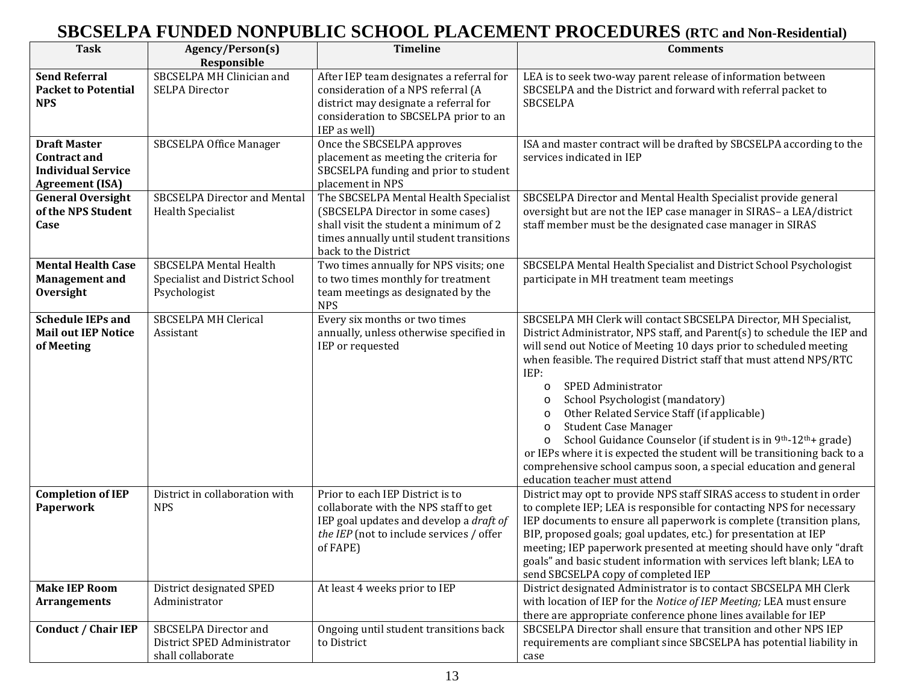# SBCSELPA FUNDED NONPUBLIC SCHOOL PLACEMENT PROCEDURES (RTC and Non-Residential)

| Task | Agency/Person(s) Responsible | Timeline | Comments |
|---|---|---|---|
| **Send Referral Packet to Potential NPS** | SBCSELPA MH Clinician and SELPA Director | After IEP team designates a referral for consideration of a NPS referral (A district may designate a referral for consideration to SBCSELPA prior to an IEP as well) | LEA is to seek two-way parent release of information between SBCSELPA and the District and forward with referral packet to SBCSELPA |
| **Draft Master Contract and Individual Service Agreement (ISA)** | SBCSELPA Office Manager | Once the SBCSELPA approves placement as meeting the criteria for SBCSELPA funding and prior to student placement in NPS | ISA and master contract will be drafted by SBCSELPA according to the services indicated in IEP |
| **General Oversight of the NPS Student Case** | SBCSELPA Director and Mental Health Specialist | The SBCSELPA Mental Health Specialist (SBCSELPA Director in some cases) shall visit the student a minimum of 2 times annually until student transitions back to the District | SBCSELPA Director and Mental Health Specialist provide general oversight but are not the IEP case manager in SIRAS– a LEA/district staff member must be the designated case manager in SIRAS |
| **Mental Health Case Management and Oversight** | SBCSELPA Mental Health Specialist and District School Psychologist | Two times annually for NPS visits; one to two times monthly for treatment team meetings as designated by the NPS | SBCSELPA Mental Health Specialist and District School Psychologist participate in MH treatment team meetings |
| **Schedule IEPs and Mail out IEP Notice of Meeting** | SBCSELPA MH Clerical Assistant | Every six months or two times annually, unless otherwise specified in IEP or requested | SBCSELPA MH Clerk will contact SBCSELPA Director, MH Specialist, District Administrator, NPS staff, and Parent(s) to schedule the IEP and will send out Notice of Meeting 10 days prior to scheduled meeting when feasible. The required District staff that must attend NPS/RTC IEP:<br>o SPED Administrator<br>o School Psychologist (mandatory)<br>o Other Related Service Staff (if applicable)<br>o Student Case Manager<br>o School Guidance Counselor (if student is in 9th-12th+ grade)<br>or IEPs where it is expected the student will be transitioning back to a comprehensive school campus soon, a special education and general education teacher must attend |
| **Completion of IEP Paperwork** | District in collaboration with NPS | Prior to each IEP District is to collaborate with the NPS staff to get IEP goal updates and develop a *draft of the IEP* (not to include services / offer of FAPE) | District may opt to provide NPS staff SIRAS access to student in order to complete IEP; LEA is responsible for contacting NPS for necessary IEP documents to ensure all paperwork is complete (transition plans, BIP, proposed goals; goal updates, etc.) for presentation at IEP meeting; IEP paperwork presented at meeting should have only "draft goals" and basic student information with services left blank; LEA to send SBCSELPA copy of completed IEP |
| **Make IEP Room Arrangements** | District designated SPED Administrator | At least 4 weeks prior to IEP | District designated Administrator is to contact SBCSELPA MH Clerk with location of IEP for the *Notice of IEP Meeting;* LEA must ensure there are appropriate conference phone lines available for IEP |
| **Conduct / Chair IEP** | SBCSELPA Director and District SPED Administrator shall collaborate | Ongoing until student transitions back to District | SBCSELPA Director shall ensure that transition and other NPS IEP requirements are compliant since SBCSELPA has potential liability in case |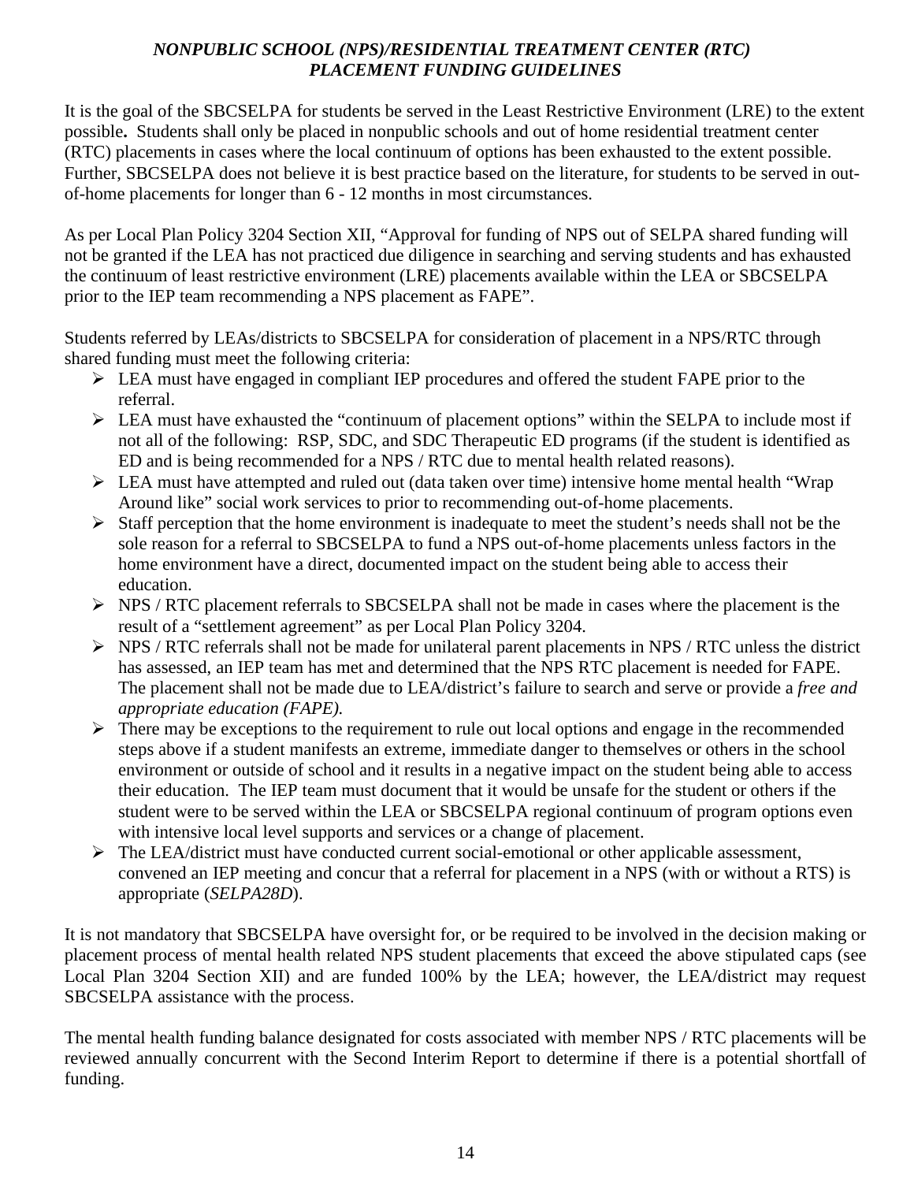## *NONPUBLIC SCHOOL (NPS)/RESIDENTIAL TREATMENT CENTER (RTC) PLACEMENT FUNDING GUIDELINES*

It is the goal of the SBCSELPA for students be served in the Least Restrictive Environment (LRE) to the extent possible**.** Students shall only be placed in nonpublic schools and out of home residential treatment center (RTC) placements in cases where the local continuum of options has been exhausted to the extent possible. Further, SBCSELPA does not believe it is best practice based on the literature, for students to be served in out-of-home placements for longer than 6 - 12 months in most circumstances.

As per Local Plan Policy 3204 Section XII, "Approval for funding of NPS out of SELPA shared funding will not be granted if the LEA has not practiced due diligence in searching and serving students and has exhausted the continuum of least restrictive environment (LRE) placements available within the LEA or SBCSELPA prior to the IEP team recommending a NPS placement as FAPE".

Students referred by LEAs/districts to SBCSELPA for consideration of placement in a NPS/RTC through shared funding must meet the following criteria:

- LEA must have engaged in compliant IEP procedures and offered the student FAPE prior to the referral.
- LEA must have exhausted the "continuum of placement options" within the SELPA to include most if not all of the following: RSP, SDC, and SDC Therapeutic ED programs (if the student is identified as ED and is being recommended for a NPS / RTC due to mental health related reasons).
- LEA must have attempted and ruled out (data taken over time) intensive home mental health "Wrap Around like" social work services to prior to recommending out-of-home placements.
- Staff perception that the home environment is inadequate to meet the student's needs shall not be the sole reason for a referral to SBCSELPA to fund a NPS out-of-home placements unless factors in the home environment have a direct, documented impact on the student being able to access their education.
- NPS / RTC placement referrals to SBCSELPA shall not be made in cases where the placement is the result of a "settlement agreement" as per Local Plan Policy 3204.
- NPS / RTC referrals shall not be made for unilateral parent placements in NPS / RTC unless the district has assessed, an IEP team has met and determined that the NPS RTC placement is needed for FAPE. The placement shall not be made due to LEA/district's failure to search and serve or provide a *free and appropriate education (FAPE).*
- There may be exceptions to the requirement to rule out local options and engage in the recommended steps above if a student manifests an extreme, immediate danger to themselves or others in the school environment or outside of school and it results in a negative impact on the student being able to access their education. The IEP team must document that it would be unsafe for the student or others if the student were to be served within the LEA or SBCSELPA regional continuum of program options even with intensive local level supports and services or a change of placement.
- The LEA/district must have conducted current social-emotional or other applicable assessment, convened an IEP meeting and concur that a referral for placement in a NPS (with or without a RTS) is appropriate (*SELPA28D*).

It is not mandatory that SBCSELPA have oversight for, or be required to be involved in the decision making or placement process of mental health related NPS student placements that exceed the above stipulated caps (see Local Plan 3204 Section XII) and are funded 100% by the LEA; however, the LEA/district may request SBCSELPA assistance with the process.

The mental health funding balance designated for costs associated with member NPS / RTC placements will be reviewed annually concurrent with the Second Interim Report to determine if there is a potential shortfall of funding.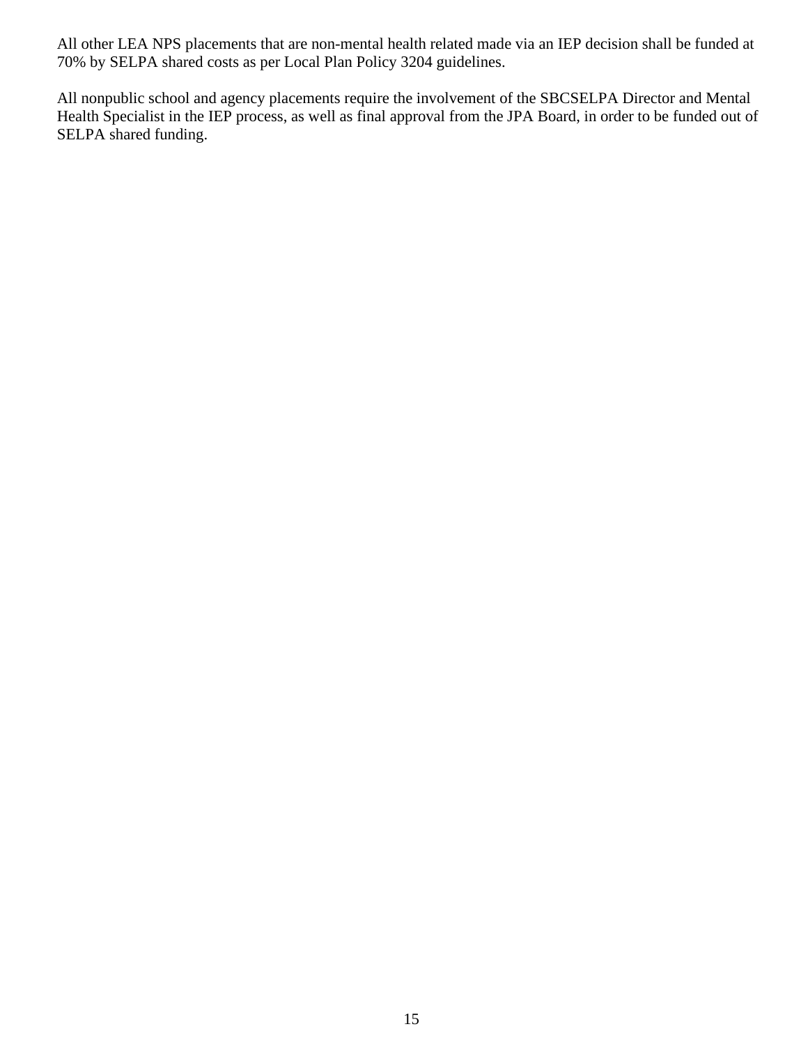All other LEA NPS placements that are non-mental health related made via an IEP decision shall be funded at 70% by SELPA shared costs as per Local Plan Policy 3204 guidelines.

All nonpublic school and agency placements require the involvement of the SBCSELPA Director and Mental Health Specialist in the IEP process, as well as final approval from the JPA Board, in order to be funded out of SELPA shared funding.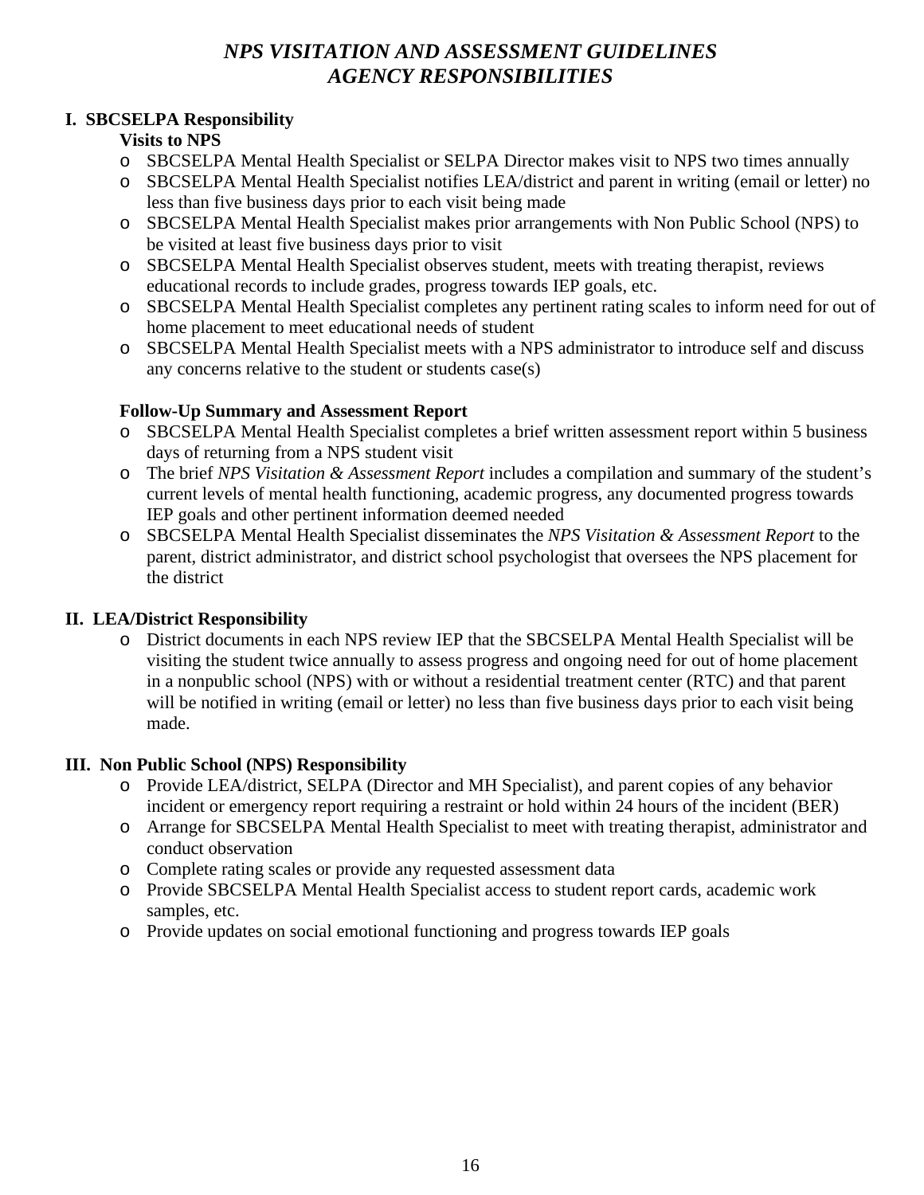# *NPS VISITATION AND ASSESSMENT GUIDELINES*
# *AGENCY RESPONSIBILITIES*

## I. SBCSELPA Responsibility

### Visits to NPS

- SBCSELPA Mental Health Specialist or SELPA Director makes visit to NPS two times annually
- SBCSELPA Mental Health Specialist notifies LEA/district and parent in writing (email or letter) no less than five business days prior to each visit being made
- SBCSELPA Mental Health Specialist makes prior arrangements with Non Public School (NPS) to be visited at least five business days prior to visit
- SBCSELPA Mental Health Specialist observes student, meets with treating therapist, reviews educational records to include grades, progress towards IEP goals, etc.
- SBCSELPA Mental Health Specialist completes any pertinent rating scales to inform need for out of home placement to meet educational needs of student
- SBCSELPA Mental Health Specialist meets with a NPS administrator to introduce self and discuss any concerns relative to the student or students case(s)

### Follow-Up Summary and Assessment Report

- SBCSELPA Mental Health Specialist completes a brief written assessment report within 5 business days of returning from a NPS student visit
- The brief *NPS Visitation & Assessment Report* includes a compilation and summary of the student's current levels of mental health functioning, academic progress, any documented progress towards IEP goals and other pertinent information deemed needed
- SBCSELPA Mental Health Specialist disseminates the *NPS Visitation & Assessment Report* to the parent, district administrator, and district school psychologist that oversees the NPS placement for the district

## II. LEA/District Responsibility

- District documents in each NPS review IEP that the SBCSELPA Mental Health Specialist will be visiting the student twice annually to assess progress and ongoing need for out of home placement in a nonpublic school (NPS) with or without a residential treatment center (RTC) and that parent will be notified in writing (email or letter) no less than five business days prior to each visit being made.

## III. Non Public School (NPS) Responsibility

- Provide LEA/district, SELPA (Director and MH Specialist), and parent copies of any behavior incident or emergency report requiring a restraint or hold within 24 hours of the incident (BER)
- Arrange for SBCSELPA Mental Health Specialist to meet with treating therapist, administrator and conduct observation
- Complete rating scales or provide any requested assessment data
- Provide SBCSELPA Mental Health Specialist access to student report cards, academic work samples, etc.
- Provide updates on social emotional functioning and progress towards IEP goals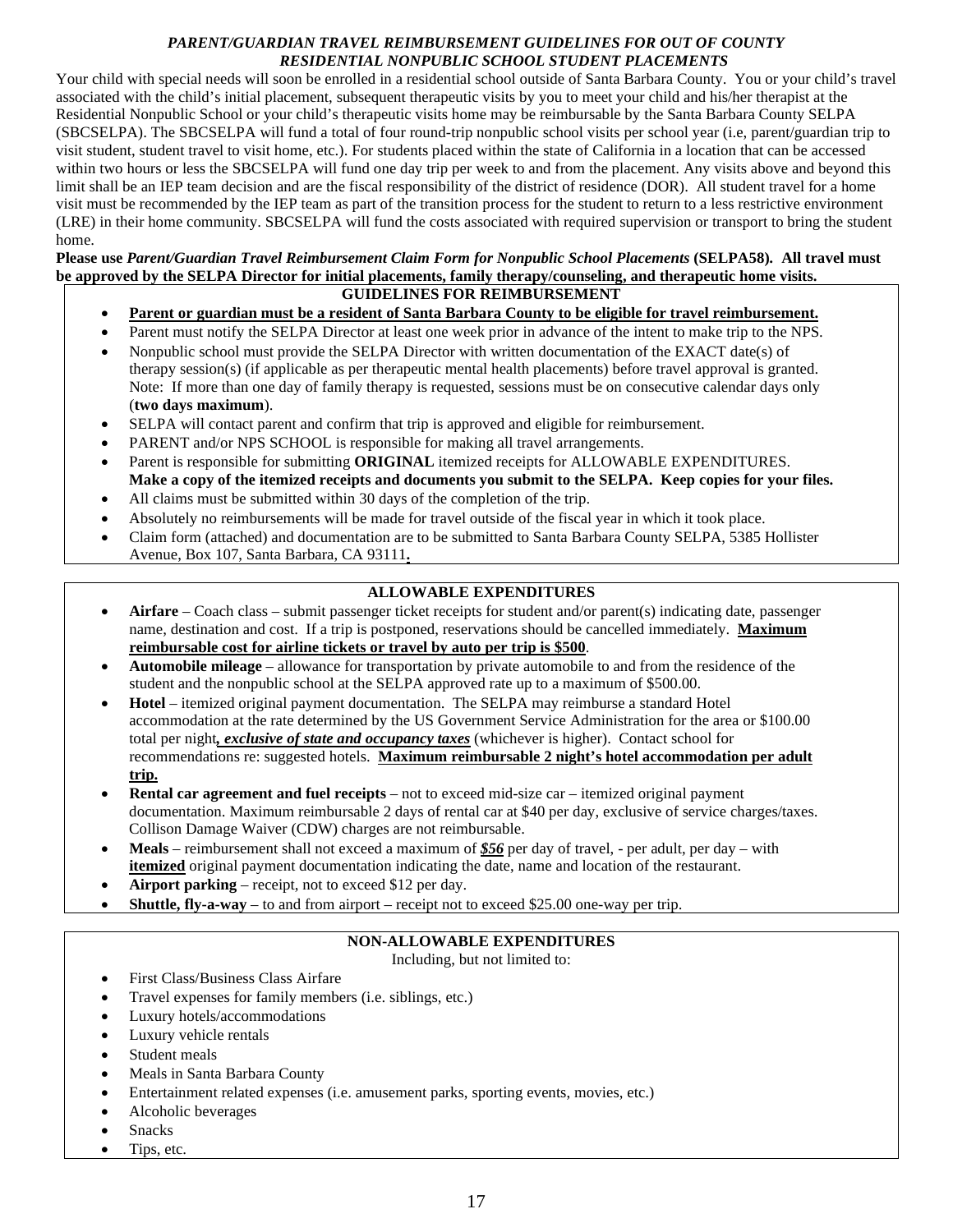## *PARENT/GUARDIAN TRAVEL REIMBURSEMENT GUIDELINES FOR OUT OF COUNTY RESIDENTIAL NONPUBLIC SCHOOL STUDENT PLACEMENTS*

Your child with special needs will soon be enrolled in a residential school outside of Santa Barbara County. You or your child's travel associated with the child's initial placement, subsequent therapeutic visits by you to meet your child and his/her therapist at the Residential Nonpublic School or your child's therapeutic visits home may be reimbursable by the Santa Barbara County SELPA (SBCSELPA). The SBCSELPA will fund a total of four round-trip nonpublic school visits per school year (i.e, parent/guardian trip to visit student, student travel to visit home, etc.). For students placed within the state of California in a location that can be accessed within two hours or less the SBCSELPA will fund one day trip per week to and from the placement. Any visits above and beyond this limit shall be an IEP team decision and are the fiscal responsibility of the district of residence (DOR). All student travel for a home visit must be recommended by the IEP team as part of the transition process for the student to return to a less restrictive environment (LRE) in their home community. SBCSELPA will fund the costs associated with required supervision or transport to bring the student home.

**Please use *Parent/Guardian Travel Reimbursement Claim Form for Nonpublic School Placements* (SELPA58). All travel must be approved by the SELPA Director for initial placements, family therapy/counseling, and therapeutic home visits.**

### GUIDELINES FOR REIMBURSEMENT

- **Parent or guardian must be a resident of Santa Barbara County to be eligible for travel reimbursement.**
- Parent must notify the SELPA Director at least one week prior in advance of the intent to make trip to the NPS.
- Nonpublic school must provide the SELPA Director with written documentation of the EXACT date(s) of therapy session(s) (if applicable as per therapeutic mental health placements) before travel approval is granted. Note: If more than one day of family therapy is requested, sessions must be on consecutive calendar days only (**two days maximum**).
- SELPA will contact parent and confirm that trip is approved and eligible for reimbursement.
- PARENT and/or NPS SCHOOL is responsible for making all travel arrangements.
- Parent is responsible for submitting **ORIGINAL** itemized receipts for ALLOWABLE EXPENDITURES. **Make a copy of the itemized receipts and documents you submit to the SELPA. Keep copies for your files.**
- All claims must be submitted within 30 days of the completion of the trip.
- Absolutely no reimbursements will be made for travel outside of the fiscal year in which it took place.
- Claim form (attached) and documentation are to be submitted to Santa Barbara County SELPA, 5385 Hollister Avenue, Box 107, Santa Barbara, CA 93111**.**

### ALLOWABLE EXPENDITURES

- **Airfare** – Coach class – submit passenger ticket receipts for student and/or parent(s) indicating date, passenger name, destination and cost. If a trip is postponed, reservations should be cancelled immediately. **Maximum reimbursable cost for airline tickets or travel by auto per trip is $500**.
- **Automobile mileage** – allowance for transportation by private automobile to and from the residence of the student and the nonpublic school at the SELPA approved rate up to a maximum of $500.00.
- **Hotel** – itemized original payment documentation. The SELPA may reimburse a standard Hotel accommodation at the rate determined by the US Government Service Administration for the area or $100.00 total per night***, exclusive of state and occupancy taxes*** (whichever is higher). Contact school for recommendations re: suggested hotels. **Maximum reimbursable 2 night's hotel accommodation per adult trip.**
- **Rental car agreement and fuel receipts** – not to exceed mid-size car – itemized original payment documentation. Maximum reimbursable 2 days of rental car at $40 per day, exclusive of service charges/taxes. Collison Damage Waiver (CDW) charges are not reimbursable.
- **Meals** – reimbursement shall not exceed a maximum of ***$56*** per day of travel, - per adult, per day – with **itemized** original payment documentation indicating the date, name and location of the restaurant.
- **Airport parking** – receipt, not to exceed $12 per day.
- **Shuttle, fly-a-way** – to and from airport – receipt not to exceed $25.00 one-way per trip.

### NON-ALLOWABLE EXPENDITURES

Including, but not limited to:

- First Class/Business Class Airfare
- Travel expenses for family members (i.e. siblings, etc.)
- Luxury hotels/accommodations
- Luxury vehicle rentals
- Student meals
- Meals in Santa Barbara County
- Entertainment related expenses (i.e. amusement parks, sporting events, movies, etc.)
- Alcoholic beverages
- Snacks
- Tips, etc.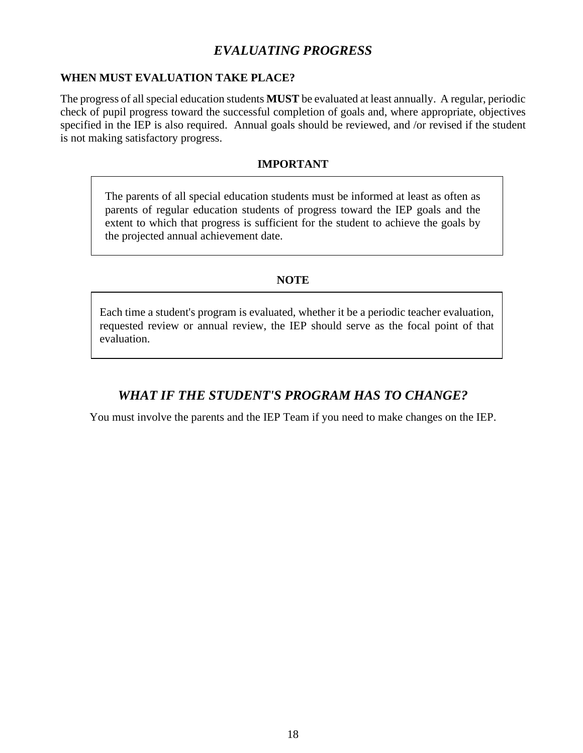# *EVALUATING PROGRESS*

**WHEN MUST EVALUATION TAKE PLACE?**

The progress of all special education students **MUST** be evaluated at least annually. A regular, periodic check of pupil progress toward the successful completion of goals and, where appropriate, objectives specified in the IEP is also required. Annual goals should be reviewed, and /or revised if the student is not making satisfactory progress.

**IMPORTANT**

> The parents of all special education students must be informed at least as often as parents of regular education students of progress toward the IEP goals and the extent to which that progress is sufficient for the student to achieve the goals by the projected annual achievement date.

**NOTE**

> Each time a student's program is evaluated, whether it be a periodic teacher evaluation, requested review or annual review, the IEP should serve as the focal point of that evaluation.

## *WHAT IF THE STUDENT'S PROGRAM HAS TO CHANGE?*

You must involve the parents and the IEP Team if you need to make changes on the IEP.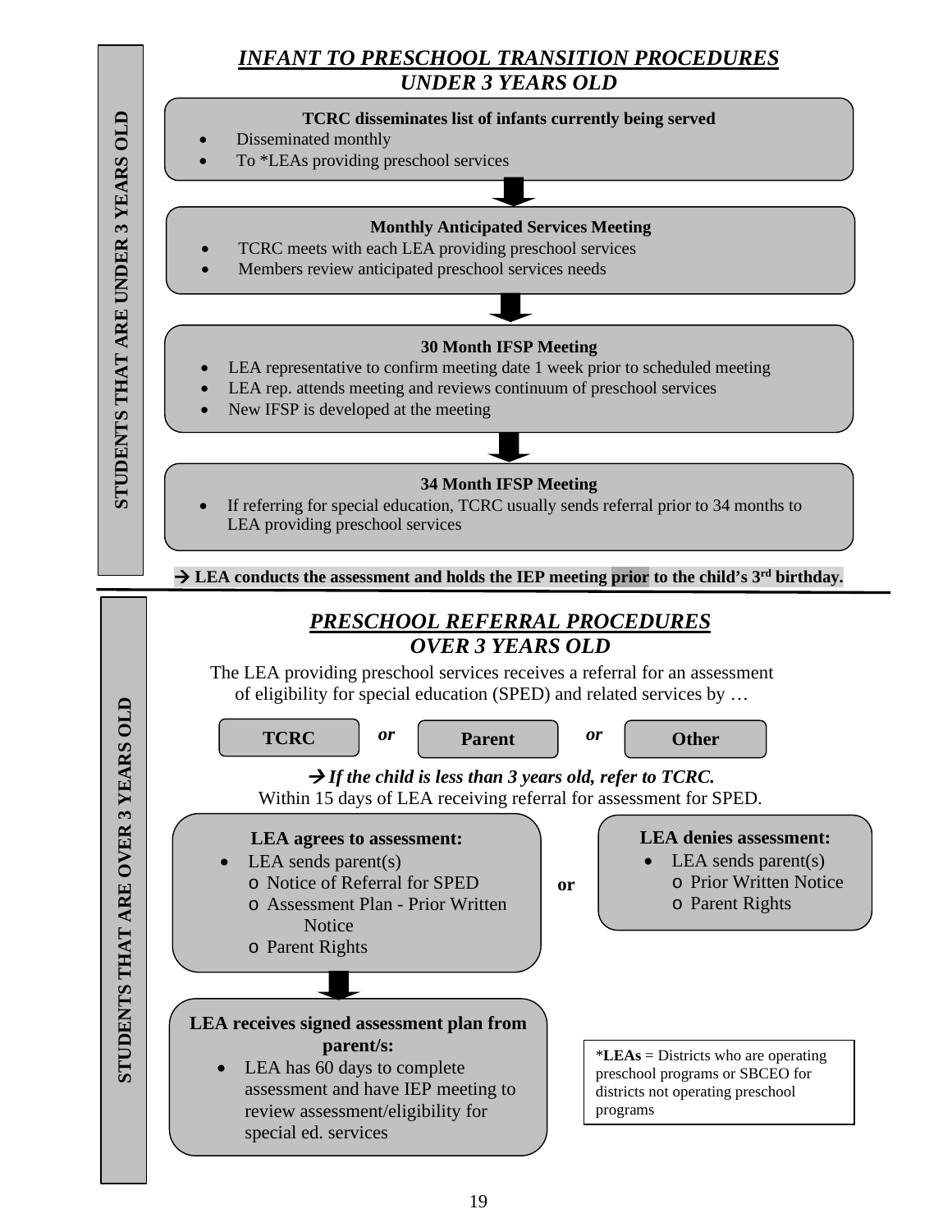**STUDENTS THAT ARE UNDER 3 YEARS OLD**

## *INFANT TO PRESCHOOL TRANSITION PROCEDURES*
## *UNDER 3 YEARS OLD*

**TCRC disseminates list of infants currently being served**

- Disseminated monthly
- To *LEAs providing preschool services

↓

**Monthly Anticipated Services Meeting**

- TCRC meets with each LEA providing preschool services
- Members review anticipated preschool services needs

↓

**30 Month IFSP Meeting**

- LEA representative to confirm meeting date 1 week prior to scheduled meeting
- LEA rep. attends meeting and reviews continuum of preschool services
- New IFSP is developed at the meeting

↓

**34 Month IFSP Meeting**

- If referring for special education, TCRC usually sends referral prior to 34 months to LEA providing preschool services

**→ LEA conducts the assessment and holds the IEP meeting prior to the child's 3rd birthday.**

---

**STUDENTS THAT ARE OVER 3 YEARS OLD**

## *PRESCHOOL REFERRAL PROCEDURES*
## *OVER 3 YEARS OLD*

The LEA providing preschool services receives a referral for an assessment of eligibility for special education (SPED) and related services by …

**TCRC** *or* **Parent** *or* **Other**

***→ If the child is less than 3 years old, refer to TCRC.***

Within 15 days of LEA receiving referral for assessment for SPED.

**LEA agrees to assessment:**

- LEA sends parent(s)
  - Notice of Referral for SPED
  - Assessment Plan - Prior Written Notice
  - Parent Rights

**or**

**LEA denies assessment:**

- LEA sends parent(s)
  - Prior Written Notice
  - Parent Rights

↓

**LEA receives signed assessment plan from parent/s:**

- LEA has 60 days to complete assessment and have IEP meeting to review assessment/eligibility for special ed. services

*__LEAs__ = Districts who are operating preschool programs or SBCEO for districts not operating preschool programs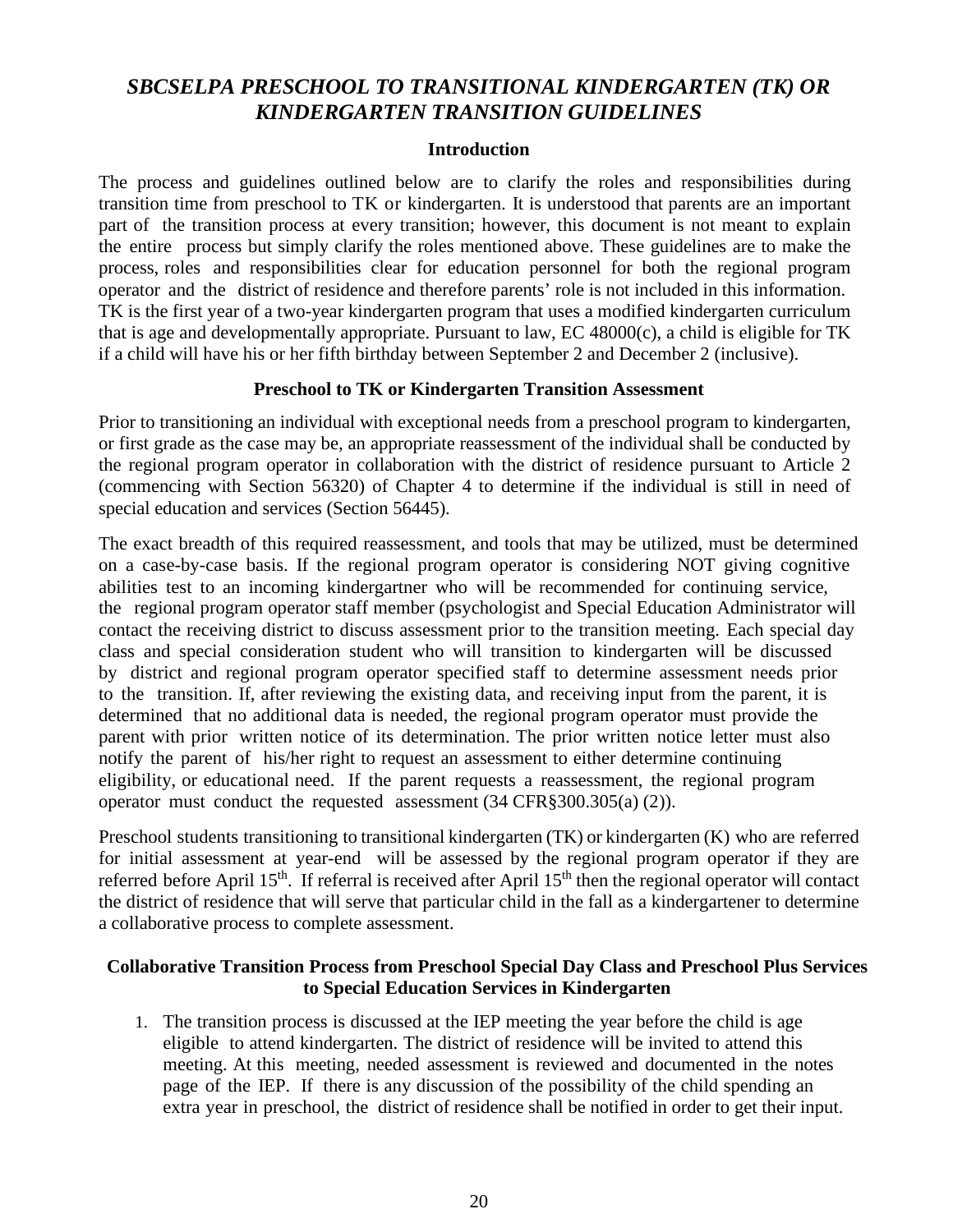# *SBCSELPA PRESCHOOL TO TRANSITIONAL KINDERGARTEN (TK) OR KINDERGARTEN TRANSITION GUIDELINES*

### Introduction

The process and guidelines outlined below are to clarify the roles and responsibilities during transition time from preschool to TK or kindergarten. It is understood that parents are an important part of the transition process at every transition; however, this document is not meant to explain the entire process but simply clarify the roles mentioned above. These guidelines are to make the process, roles and responsibilities clear for education personnel for both the regional program operator and the district of residence and therefore parents' role is not included in this information. TK is the first year of a two-year kindergarten program that uses a modified kindergarten curriculum that is age and developmentally appropriate. Pursuant to law, EC 48000(c), a child is eligible for TK if a child will have his or her fifth birthday between September 2 and December 2 (inclusive).

### Preschool to TK or Kindergarten Transition Assessment

Prior to transitioning an individual with exceptional needs from a preschool program to kindergarten, or first grade as the case may be, an appropriate reassessment of the individual shall be conducted by the regional program operator in collaboration with the district of residence pursuant to Article 2 (commencing with Section 56320) of Chapter 4 to determine if the individual is still in need of special education and services (Section 56445).

The exact breadth of this required reassessment, and tools that may be utilized, must be determined on a case-by-case basis. If the regional program operator is considering NOT giving cognitive abilities test to an incoming kindergartner who will be recommended for continuing service, the regional program operator staff member (psychologist and Special Education Administrator will contact the receiving district to discuss assessment prior to the transition meeting. Each special day class and special consideration student who will transition to kindergarten will be discussed by district and regional program operator specified staff to determine assessment needs prior to the transition. If, after reviewing the existing data, and receiving input from the parent, it is determined that no additional data is needed, the regional program operator must provide the parent with prior written notice of its determination. The prior written notice letter must also notify the parent of his/her right to request an assessment to either determine continuing eligibility, or educational need. If the parent requests a reassessment, the regional program operator must conduct the requested assessment (34 CFR§300.305(a) (2)).

Preschool students transitioning to transitional kindergarten (TK) or kindergarten (K) who are referred for initial assessment at year-end will be assessed by the regional program operator if they are referred before April 15th. If referral is received after April 15th then the regional operator will contact the district of residence that will serve that particular child in the fall as a kindergartener to determine a collaborative process to complete assessment.

### Collaborative Transition Process from Preschool Special Day Class and Preschool Plus Services to Special Education Services in Kindergarten

1. The transition process is discussed at the IEP meeting the year before the child is age eligible to attend kindergarten. The district of residence will be invited to attend this meeting. At this meeting, needed assessment is reviewed and documented in the notes page of the IEP. If there is any discussion of the possibility of the child spending an extra year in preschool, the district of residence shall be notified in order to get their input.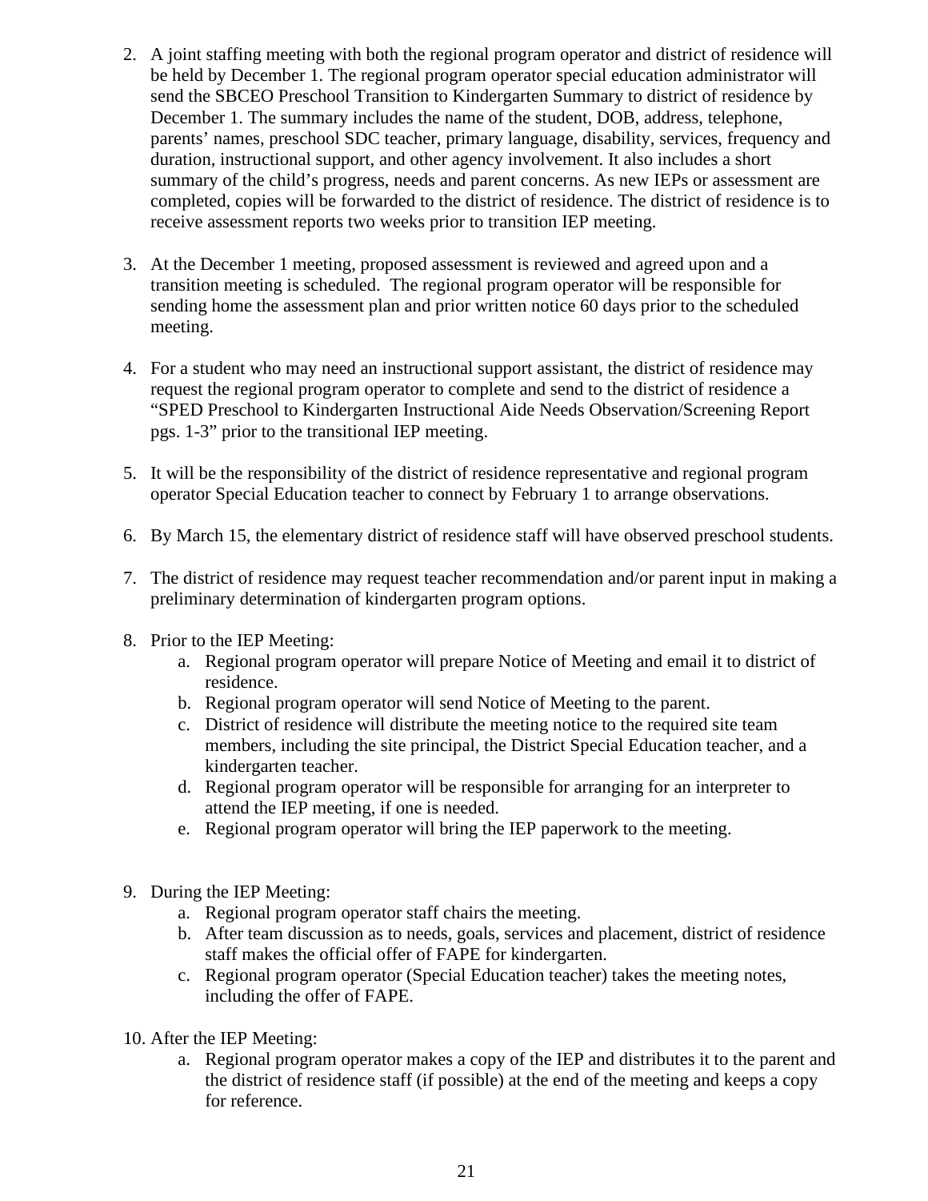2. A joint staffing meeting with both the regional program operator and district of residence will be held by December 1. The regional program operator special education administrator will send the SBCEO Preschool Transition to Kindergarten Summary to district of residence by December 1. The summary includes the name of the student, DOB, address, telephone, parents' names, preschool SDC teacher, primary language, disability, services, frequency and duration, instructional support, and other agency involvement. It also includes a short summary of the child's progress, needs and parent concerns. As new IEPs or assessment are completed, copies will be forwarded to the district of residence. The district of residence is to receive assessment reports two weeks prior to transition IEP meeting.

3. At the December 1 meeting, proposed assessment is reviewed and agreed upon and a transition meeting is scheduled. The regional program operator will be responsible for sending home the assessment plan and prior written notice 60 days prior to the scheduled meeting.

4. For a student who may need an instructional support assistant, the district of residence may request the regional program operator to complete and send to the district of residence a "SPED Preschool to Kindergarten Instructional Aide Needs Observation/Screening Report pgs. 1-3" prior to the transitional IEP meeting.

5. It will be the responsibility of the district of residence representative and regional program operator Special Education teacher to connect by February 1 to arrange observations.

6. By March 15, the elementary district of residence staff will have observed preschool students.

7. The district of residence may request teacher recommendation and/or parent input in making a preliminary determination of kindergarten program options.

8. Prior to the IEP Meeting:
   a. Regional program operator will prepare Notice of Meeting and email it to district of residence.
   b. Regional program operator will send Notice of Meeting to the parent.
   c. District of residence will distribute the meeting notice to the required site team members, including the site principal, the District Special Education teacher, and a kindergarten teacher.
   d. Regional program operator will be responsible for arranging for an interpreter to attend the IEP meeting, if one is needed.
   e. Regional program operator will bring the IEP paperwork to the meeting.

9. During the IEP Meeting:
   a. Regional program operator staff chairs the meeting.
   b. After team discussion as to needs, goals, services and placement, district of residence staff makes the official offer of FAPE for kindergarten.
   c. Regional program operator (Special Education teacher) takes the meeting notes, including the offer of FAPE.

10. After the IEP Meeting:
    a. Regional program operator makes a copy of the IEP and distributes it to the parent and the district of residence staff (if possible) at the end of the meeting and keeps a copy for reference.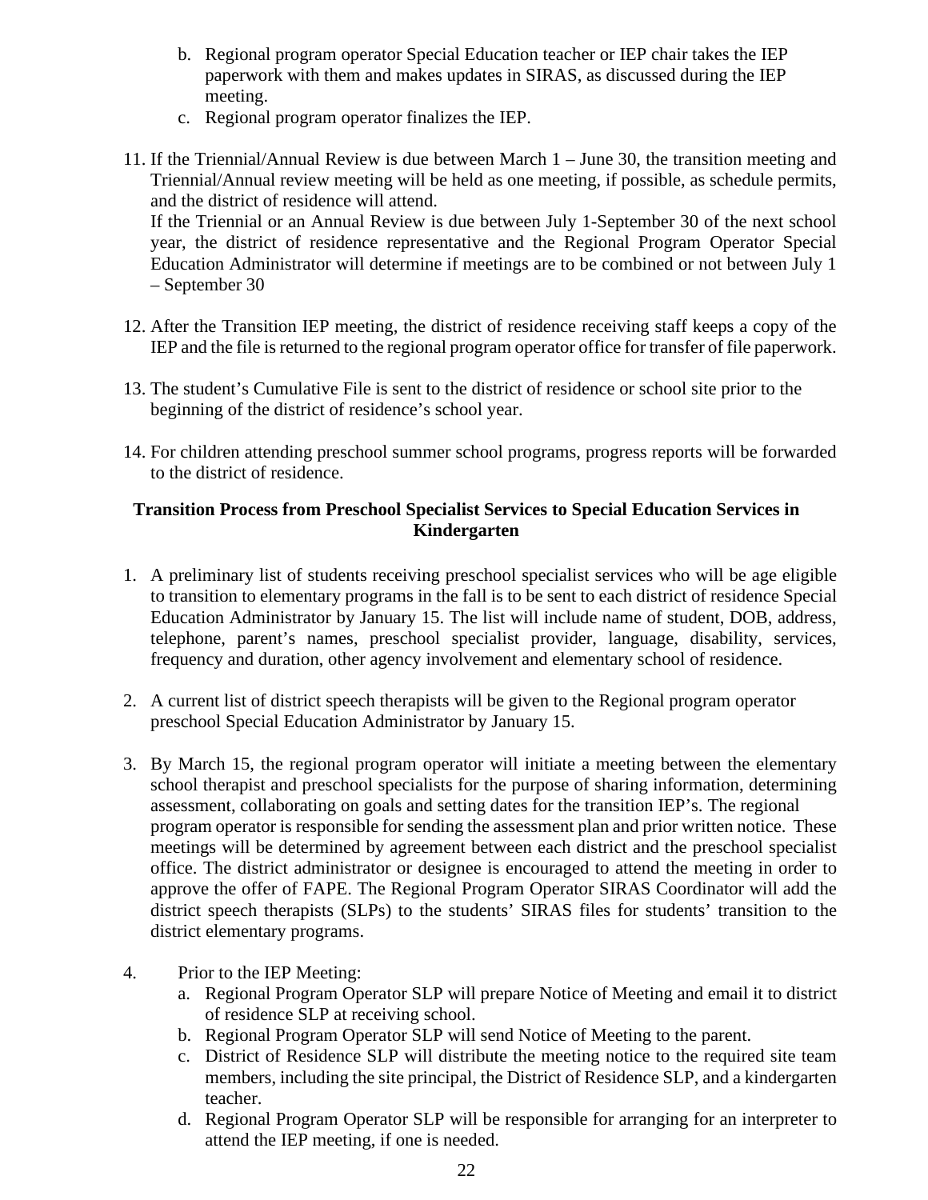b. Regional program operator Special Education teacher or IEP chair takes the IEP paperwork with them and makes updates in SIRAS, as discussed during the IEP meeting.
   c. Regional program operator finalizes the IEP.

11. If the Triennial/Annual Review is due between March 1 – June 30, the transition meeting and Triennial/Annual review meeting will be held as one meeting, if possible, as schedule permits, and the district of residence will attend.
    If the Triennial or an Annual Review is due between July 1-September 30 of the next school year, the district of residence representative and the Regional Program Operator Special Education Administrator will determine if meetings are to be combined or not between July 1 – September 30

12. After the Transition IEP meeting, the district of residence receiving staff keeps a copy of the IEP and the file is returned to the regional program operator office for transfer of file paperwork.

13. The student's Cumulative File is sent to the district of residence or school site prior to the beginning of the district of residence's school year.

14. For children attending preschool summer school programs, progress reports will be forwarded to the district of residence.

**Transition Process from Preschool Specialist Services to Special Education Services in Kindergarten**

1. A preliminary list of students receiving preschool specialist services who will be age eligible to transition to elementary programs in the fall is to be sent to each district of residence Special Education Administrator by January 15. The list will include name of student, DOB, address, telephone, parent's names, preschool specialist provider, language, disability, services, frequency and duration, other agency involvement and elementary school of residence.

2. A current list of district speech therapists will be given to the Regional program operator preschool Special Education Administrator by January 15.

3. By March 15, the regional program operator will initiate a meeting between the elementary school therapist and preschool specialists for the purpose of sharing information, determining assessment, collaborating on goals and setting dates for the transition IEP's. The regional program operator is responsible for sending the assessment plan and prior written notice. These meetings will be determined by agreement between each district and the preschool specialist office. The district administrator or designee is encouraged to attend the meeting in order to approve the offer of FAPE. The Regional Program Operator SIRAS Coordinator will add the district speech therapists (SLPs) to the students' SIRAS files for students' transition to the district elementary programs.

4. Prior to the IEP Meeting:
   a. Regional Program Operator SLP will prepare Notice of Meeting and email it to district of residence SLP at receiving school.
   b. Regional Program Operator SLP will send Notice of Meeting to the parent.
   c. District of Residence SLP will distribute the meeting notice to the required site team members, including the site principal, the District of Residence SLP, and a kindergarten teacher.
   d. Regional Program Operator SLP will be responsible for arranging for an interpreter to attend the IEP meeting, if one is needed.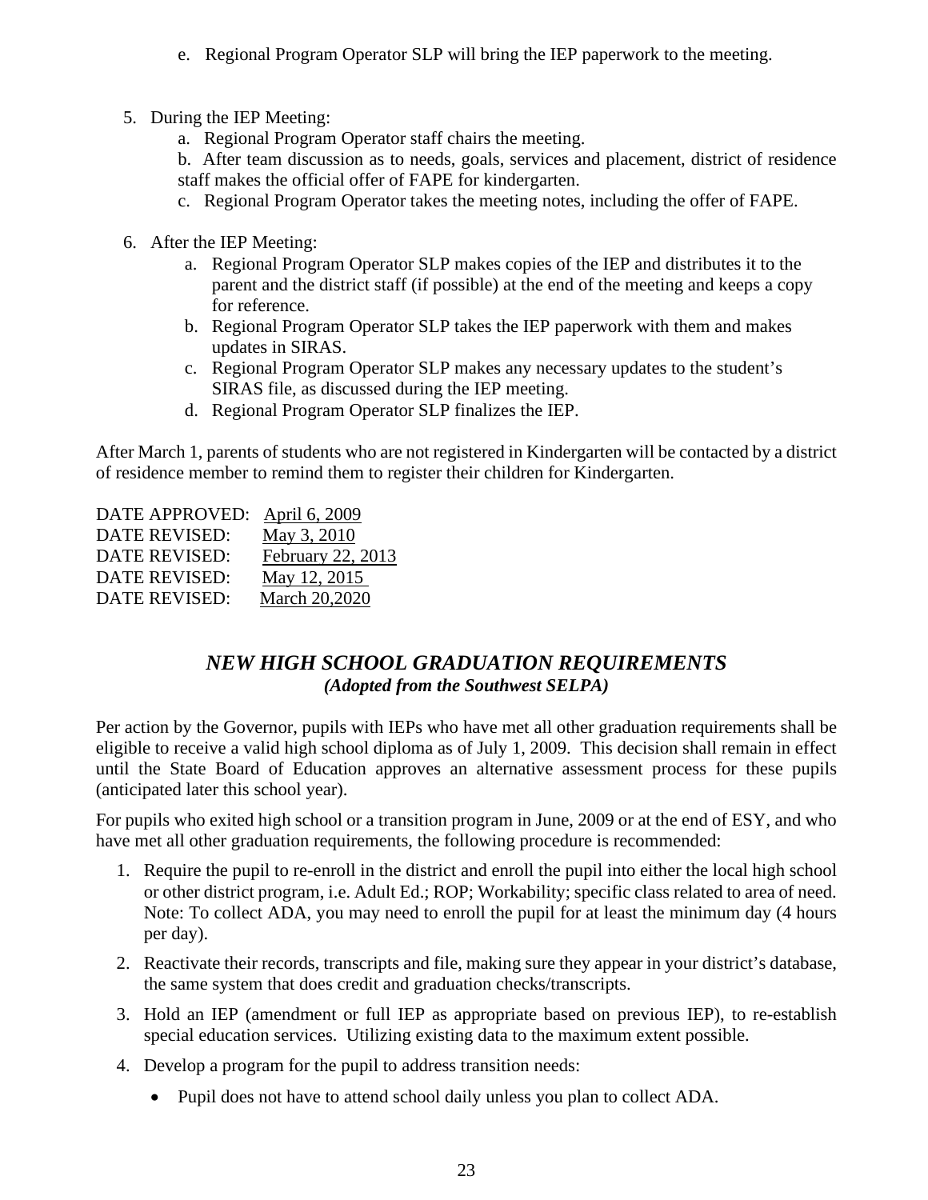e. Regional Program Operator SLP will bring the IEP paperwork to the meeting.

5. During the IEP Meeting:
   a. Regional Program Operator staff chairs the meeting.
   b. After team discussion as to needs, goals, services and placement, district of residence staff makes the official offer of FAPE for kindergarten.
   c. Regional Program Operator takes the meeting notes, including the offer of FAPE.

6. After the IEP Meeting:
   a. Regional Program Operator SLP makes copies of the IEP and distributes it to the parent and the district staff (if possible) at the end of the meeting and keeps a copy for reference.
   b. Regional Program Operator SLP takes the IEP paperwork with them and makes updates in SIRAS.
   c. Regional Program Operator SLP makes any necessary updates to the student's SIRAS file, as discussed during the IEP meeting.
   d. Regional Program Operator SLP finalizes the IEP.

After March 1, parents of students who are not registered in Kindergarten will be contacted by a district of residence member to remind them to register their children for Kindergarten.

DATE APPROVED: April 6, 2009
DATE REVISED: May 3, 2010
DATE REVISED: February 22, 2013
DATE REVISED: May 12, 2015
DATE REVISED: March 20,2020

## *NEW HIGH SCHOOL GRADUATION REQUIREMENTS*
***(Adopted from the Southwest SELPA)***

Per action by the Governor, pupils with IEPs who have met all other graduation requirements shall be eligible to receive a valid high school diploma as of July 1, 2009. This decision shall remain in effect until the State Board of Education approves an alternative assessment process for these pupils (anticipated later this school year).

For pupils who exited high school or a transition program in June, 2009 or at the end of ESY, and who have met all other graduation requirements, the following procedure is recommended:

1. Require the pupil to re-enroll in the district and enroll the pupil into either the local high school or other district program, i.e. Adult Ed.; ROP; Workability; specific class related to area of need. Note: To collect ADA, you may need to enroll the pupil for at least the minimum day (4 hours per day).
2. Reactivate their records, transcripts and file, making sure they appear in your district's database, the same system that does credit and graduation checks/transcripts.
3. Hold an IEP (amendment or full IEP as appropriate based on previous IEP), to re-establish special education services. Utilizing existing data to the maximum extent possible.
4. Develop a program for the pupil to address transition needs:
   - Pupil does not have to attend school daily unless you plan to collect ADA.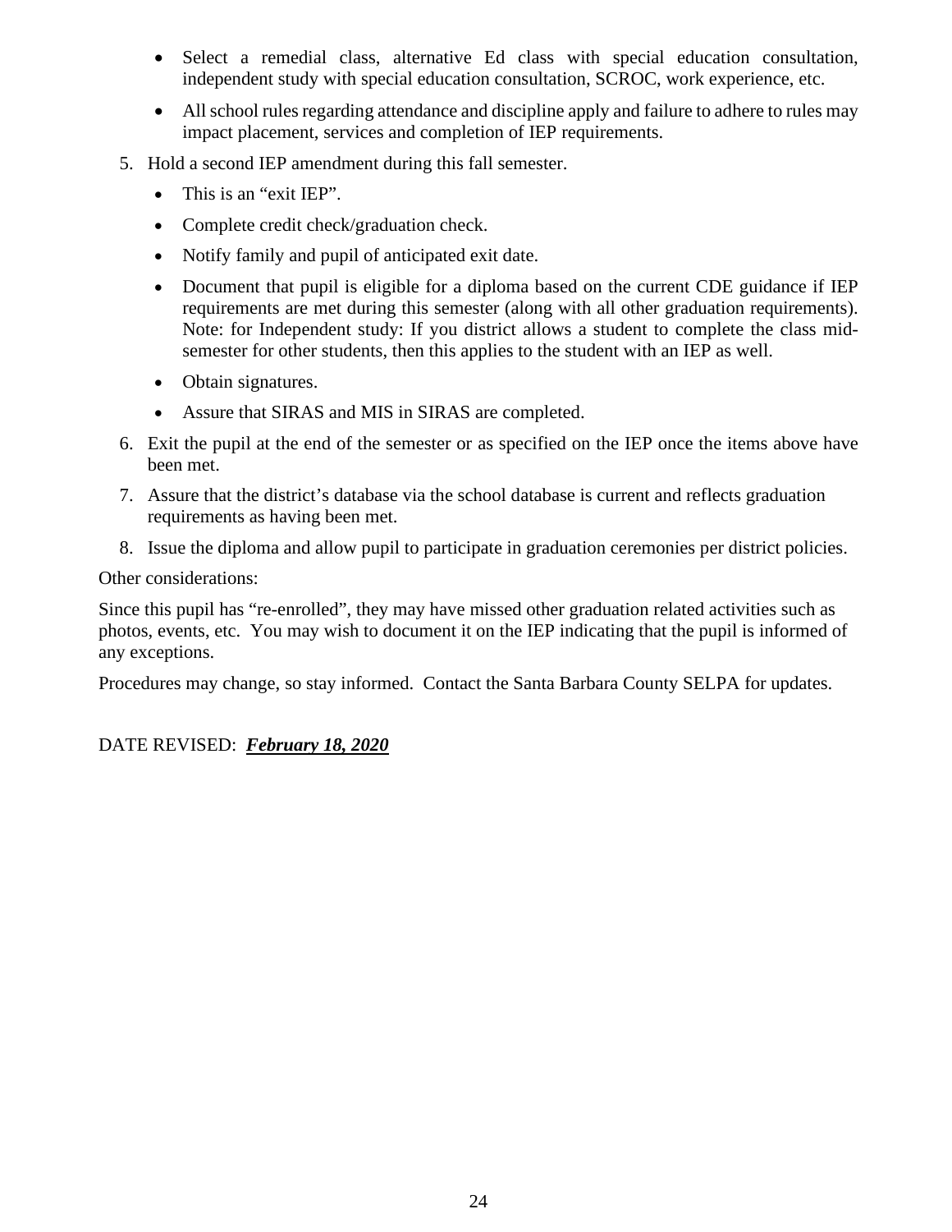- Select a remedial class, alternative Ed class with special education consultation, independent study with special education consultation, SCROC, work experience, etc.
- All school rules regarding attendance and discipline apply and failure to adhere to rules may impact placement, services and completion of IEP requirements.

5. Hold a second IEP amendment during this fall semester.
   - This is an "exit IEP".
   - Complete credit check/graduation check.
   - Notify family and pupil of anticipated exit date.
   - Document that pupil is eligible for a diploma based on the current CDE guidance if IEP requirements are met during this semester (along with all other graduation requirements). Note: for Independent study: If you district allows a student to complete the class mid-semester for other students, then this applies to the student with an IEP as well.
   - Obtain signatures.
   - Assure that SIRAS and MIS in SIRAS are completed.
6. Exit the pupil at the end of the semester or as specified on the IEP once the items above have been met.
7. Assure that the district's database via the school database is current and reflects graduation requirements as having been met.
8. Issue the diploma and allow pupil to participate in graduation ceremonies per district policies.

Other considerations:

Since this pupil has "re-enrolled", they may have missed other graduation related activities such as photos, events, etc. You may wish to document it on the IEP indicating that the pupil is informed of any exceptions.

Procedures may change, so stay informed. Contact the Santa Barbara County SELPA for updates.

DATE REVISED: ***February 18, 2020***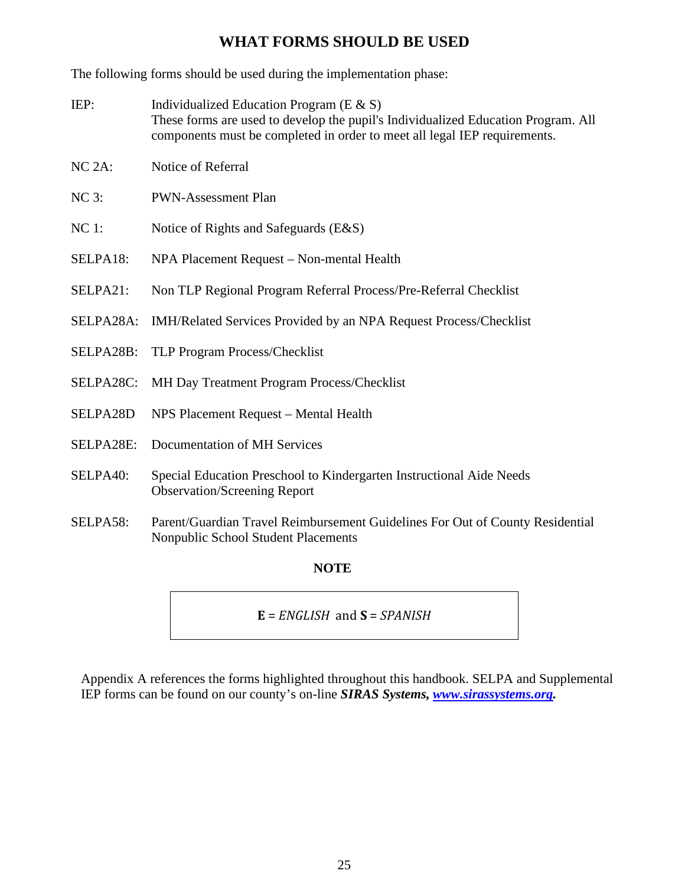## WHAT FORMS SHOULD BE USED

The following forms should be used during the implementation phase:

IEP: Individualized Education Program (E & S)
These forms are used to develop the pupil's Individualized Education Program. All components must be completed in order to meet all legal IEP requirements.

NC 2A: Notice of Referral

NC 3: PWN-Assessment Plan

NC 1: Notice of Rights and Safeguards (E&S)

SELPA18: NPA Placement Request – Non-mental Health

SELPA21: Non TLP Regional Program Referral Process/Pre-Referral Checklist

SELPA28A: IMH/Related Services Provided by an NPA Request Process/Checklist

SELPA28B: TLP Program Process/Checklist

SELPA28C: MH Day Treatment Program Process/Checklist

SELPA28D NPS Placement Request – Mental Health

SELPA28E: Documentation of MH Services

SELPA40: Special Education Preschool to Kindergarten Instructional Aide Needs Observation/Screening Report

SELPA58: Parent/Guardian Travel Reimbursement Guidelines For Out of County Residential Nonpublic School Student Placements

**NOTE**

**E** = *ENGLISH* and **S** = *SPANISH*

Appendix A references the forms highlighted throughout this handbook. SELPA and Supplemental IEP forms can be found on our county's on-line ***SIRAS Systems, www.sirassystems.org.***